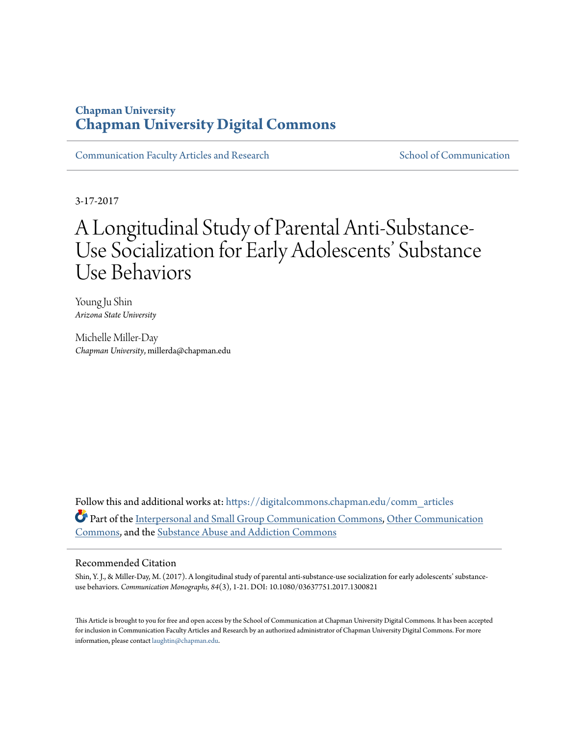# Chapman University
## Chapman University Digital Commons

Communication Faculty Articles and Research | School of Communication

3-17-2017

# A Longitudinal Study of Parental Anti-Substance-Use Socialization for Early Adolescents' Substance Use Behaviors

Young Ju Shin
*Arizona State University*

Michelle Miller-Day
*Chapman University*, millerda@chapman.edu

Follow this and additional works at: https://digitalcommons.chapman.edu/comm_articles

Part of the Interpersonal and Small Group Communication Commons, Other Communication Commons, and the Substance Abuse and Addiction Commons

### Recommended Citation

Shin, Y. J., & Miller-Day, M. (2017). A longitudinal study of parental anti-substance-use socialization for early adolescents' substance-use behaviors. *Communication Monographs, 84*(3), 1-21. DOI: 10.1080/03637751.2017.1300821

This Article is brought to you for free and open access by the School of Communication at Chapman University Digital Commons. It has been accepted for inclusion in Communication Faculty Articles and Research by an authorized administrator of Chapman University Digital Commons. For more information, please contact laughtin@chapman.edu.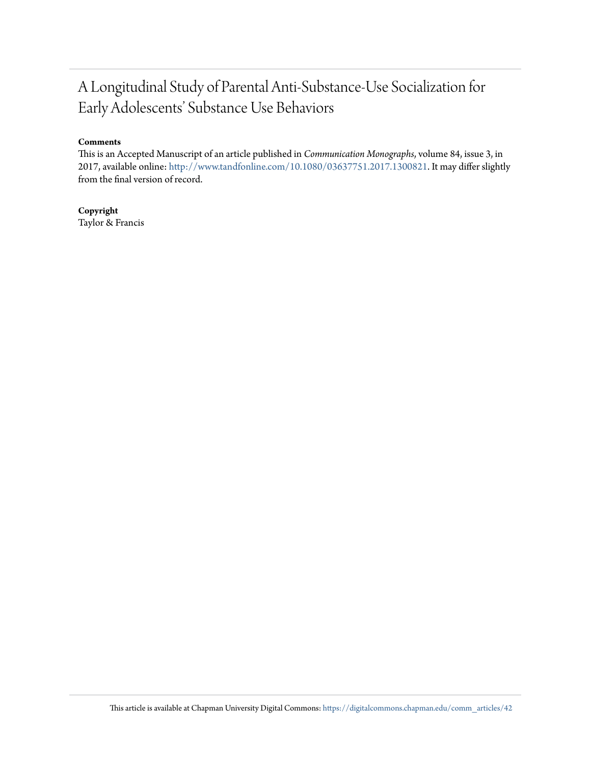# A Longitudinal Study of Parental Anti-Substance-Use Socialization for Early Adolescents' Substance Use Behaviors

**Comments**

This is an Accepted Manuscript of an article published in *Communication Monographs*, volume 84, issue 3, in 2017, available online: http://www.tandfonline.com/10.1080/03637751.2017.1300821. It may differ slightly from the final version of record.

**Copyright**

Taylor & Francis

This article is available at Chapman University Digital Commons: https://digitalcommons.chapman.edu/comm_articles/42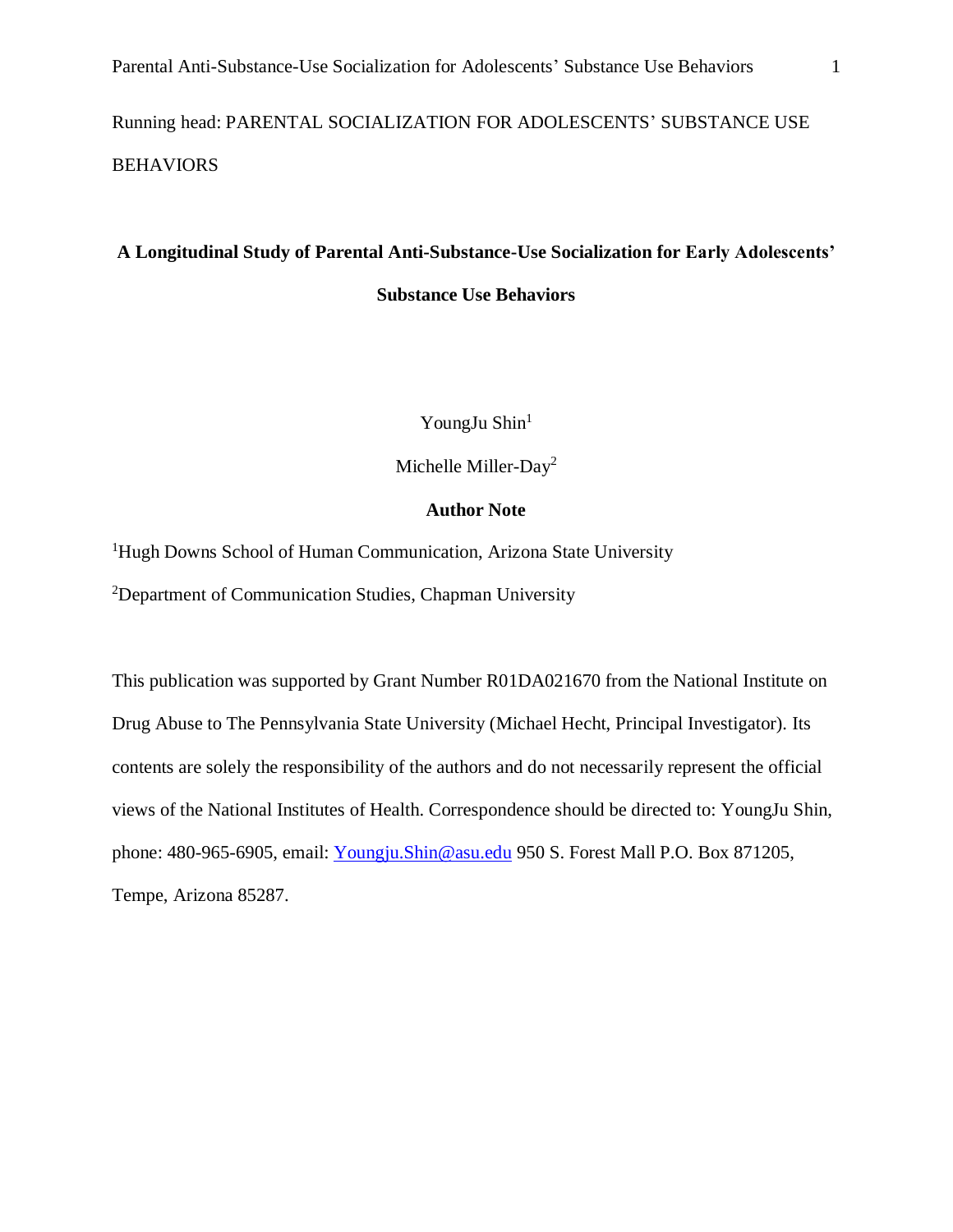Running head: PARENTAL SOCIALIZATION FOR ADOLESCENTS' SUBSTANCE USE BEHAVIORS

# A Longitudinal Study of Parental Anti-Substance-Use Socialization for Early Adolescents' Substance Use Behaviors

YoungJu Shin[1]

Michelle Miller-Day[2]

**Author Note**

[1]Hugh Downs School of Human Communication, Arizona State University

[2]Department of Communication Studies, Chapman University

This publication was supported by Grant Number R01DA021670 from the National Institute on Drug Abuse to The Pennsylvania State University (Michael Hecht, Principal Investigator). Its contents are solely the responsibility of the authors and do not necessarily represent the official views of the National Institutes of Health. Correspondence should be directed to: YoungJu Shin, phone: 480-965-6905, email: Youngju.Shin@asu.edu 950 S. Forest Mall P.O. Box 871205, Tempe, Arizona 85287.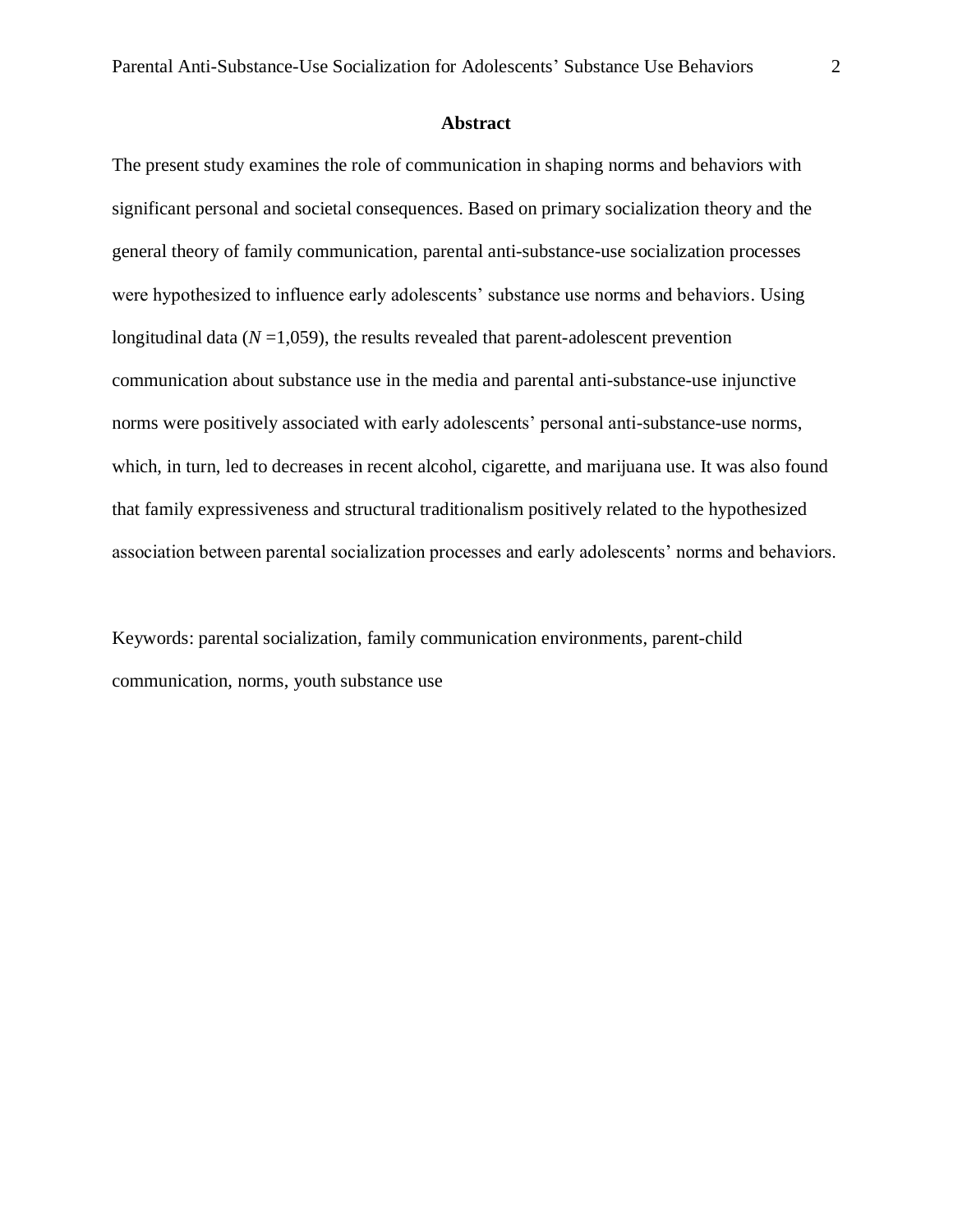## Abstract

The present study examines the role of communication in shaping norms and behaviors with significant personal and societal consequences. Based on primary socialization theory and the general theory of family communication, parental anti-substance-use socialization processes were hypothesized to influence early adolescents' substance use norms and behaviors. Using longitudinal data ($N$ =1,059), the results revealed that parent-adolescent prevention communication about substance use in the media and parental anti-substance-use injunctive norms were positively associated with early adolescents' personal anti-substance-use norms, which, in turn, led to decreases in recent alcohol, cigarette, and marijuana use. It was also found that family expressiveness and structural traditionalism positively related to the hypothesized association between parental socialization processes and early adolescents' norms and behaviors.

Keywords: parental socialization, family communication environments, parent-child communication, norms, youth substance use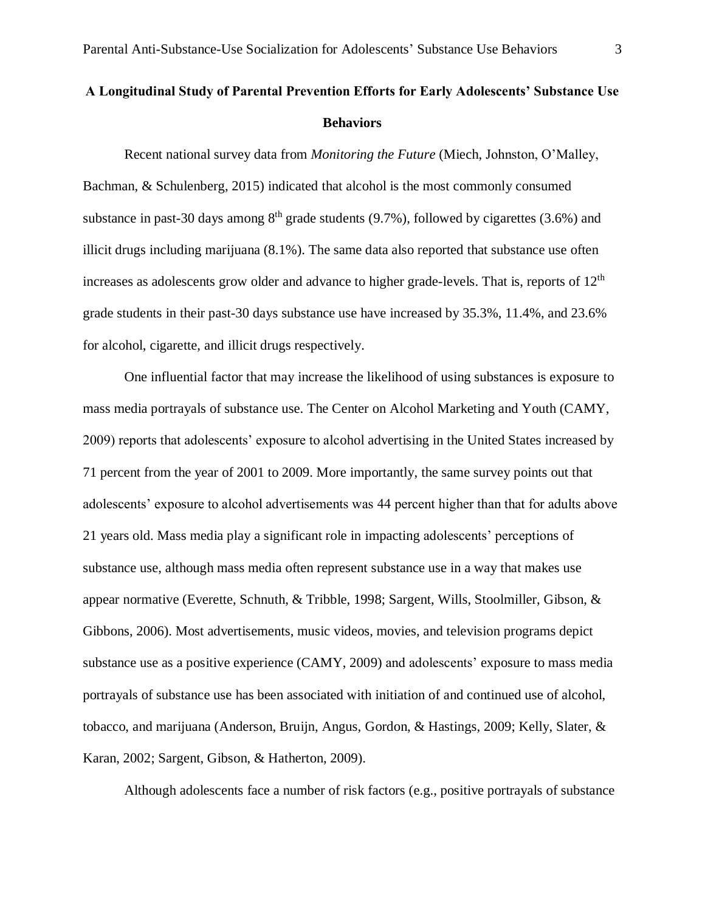# A Longitudinal Study of Parental Prevention Efforts for Early Adolescents' Substance Use Behaviors

Recent national survey data from *Monitoring the Future* (Miech, Johnston, O'Malley, Bachman, & Schulenberg, 2015) indicated that alcohol is the most commonly consumed substance in past-30 days among 8$^{th}$ grade students (9.7%), followed by cigarettes (3.6%) and illicit drugs including marijuana (8.1%). The same data also reported that substance use often increases as adolescents grow older and advance to higher grade-levels. That is, reports of 12$^{th}$ grade students in their past-30 days substance use have increased by 35.3%, 11.4%, and 23.6% for alcohol, cigarette, and illicit drugs respectively.

One influential factor that may increase the likelihood of using substances is exposure to mass media portrayals of substance use. The Center on Alcohol Marketing and Youth (CAMY, 2009) reports that adolescents' exposure to alcohol advertising in the United States increased by 71 percent from the year of 2001 to 2009. More importantly, the same survey points out that adolescents' exposure to alcohol advertisements was 44 percent higher than that for adults above 21 years old. Mass media play a significant role in impacting adolescents' perceptions of substance use, although mass media often represent substance use in a way that makes use appear normative (Everette, Schnuth, & Tribble, 1998; Sargent, Wills, Stoolmiller, Gibson, & Gibbons, 2006). Most advertisements, music videos, movies, and television programs depict substance use as a positive experience (CAMY, 2009) and adolescents' exposure to mass media portrayals of substance use has been associated with initiation of and continued use of alcohol, tobacco, and marijuana (Anderson, Bruijn, Angus, Gordon, & Hastings, 2009; Kelly, Slater, & Karan, 2002; Sargent, Gibson, & Hatherton, 2009).

Although adolescents face a number of risk factors (e.g., positive portrayals of substance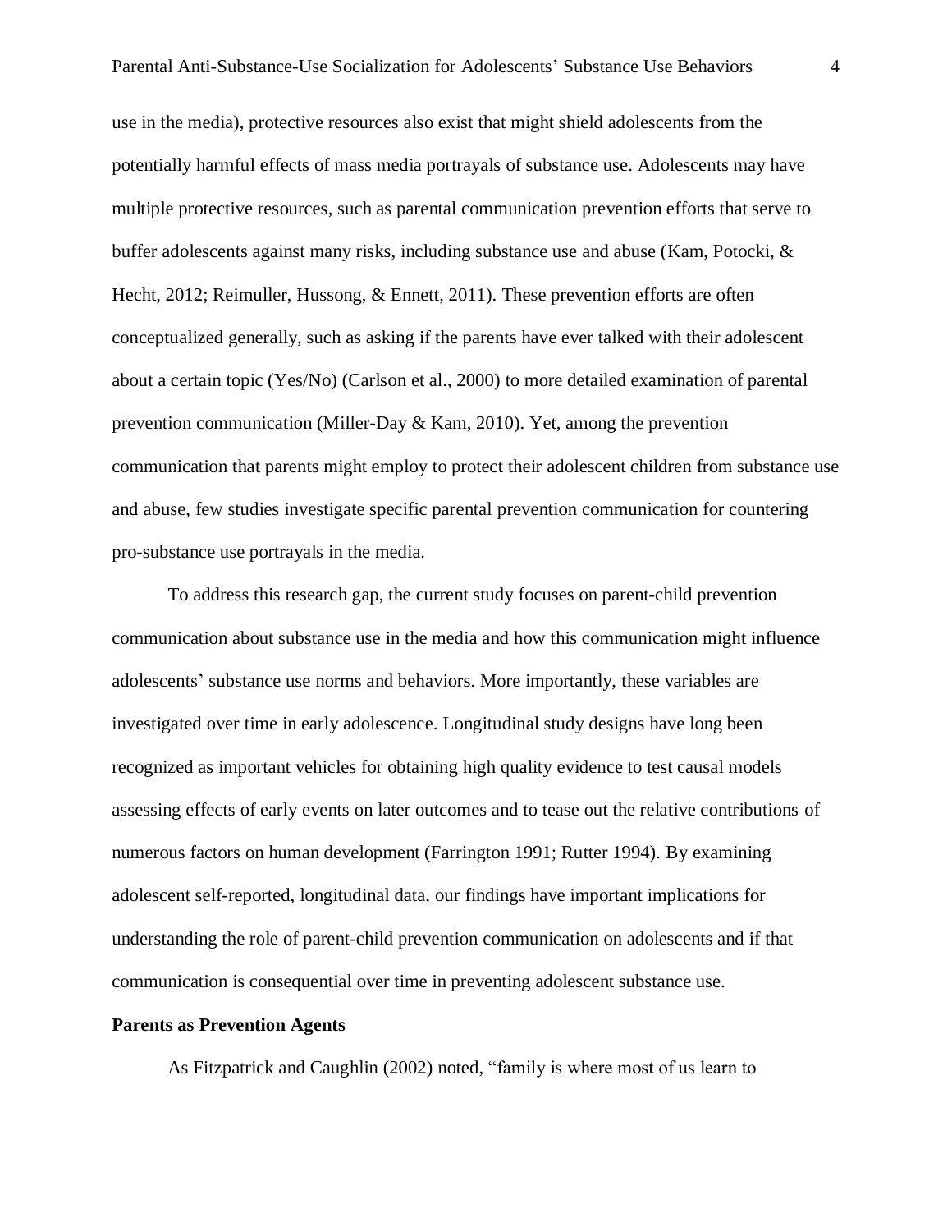use in the media), protective resources also exist that might shield adolescents from the potentially harmful effects of mass media portrayals of substance use. Adolescents may have multiple protective resources, such as parental communication prevention efforts that serve to buffer adolescents against many risks, including substance use and abuse (Kam, Potocki, & Hecht, 2012; Reimuller, Hussong, & Ennett, 2011). These prevention efforts are often conceptualized generally, such as asking if the parents have ever talked with their adolescent about a certain topic (Yes/No) (Carlson et al., 2000) to more detailed examination of parental prevention communication (Miller-Day & Kam, 2010). Yet, among the prevention communication that parents might employ to protect their adolescent children from substance use and abuse, few studies investigate specific parental prevention communication for countering pro-substance use portrayals in the media.

To address this research gap, the current study focuses on parent-child prevention communication about substance use in the media and how this communication might influence adolescents' substance use norms and behaviors. More importantly, these variables are investigated over time in early adolescence. Longitudinal study designs have long been recognized as important vehicles for obtaining high quality evidence to test causal models assessing effects of early events on later outcomes and to tease out the relative contributions of numerous factors on human development (Farrington 1991; Rutter 1994). By examining adolescent self-reported, longitudinal data, our findings have important implications for understanding the role of parent-child prevention communication on adolescents and if that communication is consequential over time in preventing adolescent substance use.

**Parents as Prevention Agents**

As Fitzpatrick and Caughlin (2002) noted, "family is where most of us learn to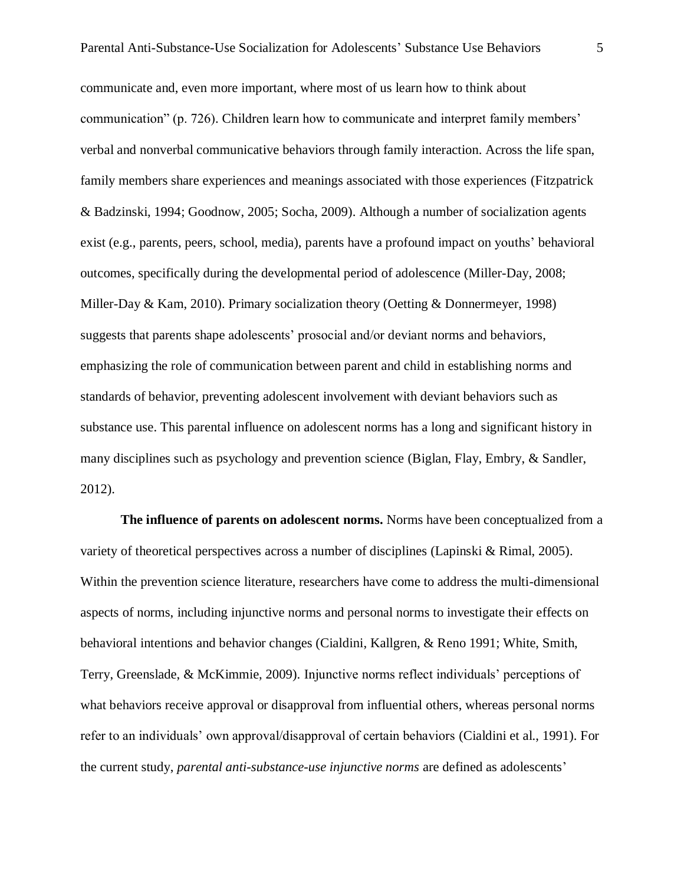communicate and, even more important, where most of us learn how to think about communication" (p. 726). Children learn how to communicate and interpret family members' verbal and nonverbal communicative behaviors through family interaction. Across the life span, family members share experiences and meanings associated with those experiences (Fitzpatrick & Badzinski, 1994; Goodnow, 2005; Socha, 2009). Although a number of socialization agents exist (e.g., parents, peers, school, media), parents have a profound impact on youths' behavioral outcomes, specifically during the developmental period of adolescence (Miller-Day, 2008; Miller-Day & Kam, 2010). Primary socialization theory (Oetting & Donnermeyer, 1998) suggests that parents shape adolescents' prosocial and/or deviant norms and behaviors, emphasizing the role of communication between parent and child in establishing norms and standards of behavior, preventing adolescent involvement with deviant behaviors such as substance use. This parental influence on adolescent norms has a long and significant history in many disciplines such as psychology and prevention science (Biglan, Flay, Embry, & Sandler, 2012).

**The influence of parents on adolescent norms.** Norms have been conceptualized from a variety of theoretical perspectives across a number of disciplines (Lapinski & Rimal, 2005). Within the prevention science literature, researchers have come to address the multi-dimensional aspects of norms, including injunctive norms and personal norms to investigate their effects on behavioral intentions and behavior changes (Cialdini, Kallgren, & Reno 1991; White, Smith, Terry, Greenslade, & McKimmie, 2009). Injunctive norms reflect individuals' perceptions of what behaviors receive approval or disapproval from influential others, whereas personal norms refer to an individuals' own approval/disapproval of certain behaviors (Cialdini et al., 1991). For the current study, *parental anti-substance-use injunctive norms* are defined as adolescents'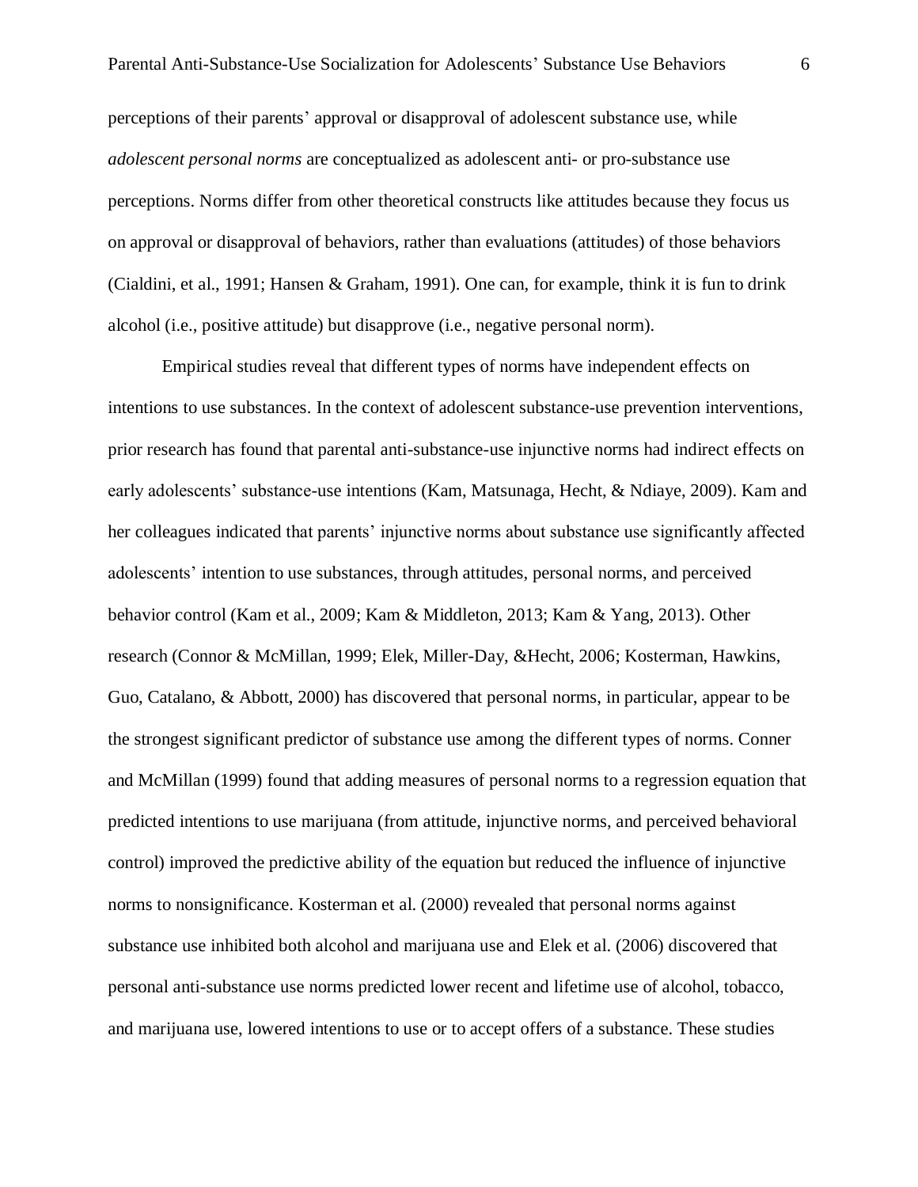perceptions of their parents' approval or disapproval of adolescent substance use, while *adolescent personal norms* are conceptualized as adolescent anti- or pro-substance use perceptions. Norms differ from other theoretical constructs like attitudes because they focus us on approval or disapproval of behaviors, rather than evaluations (attitudes) of those behaviors (Cialdini, et al., 1991; Hansen & Graham, 1991). One can, for example, think it is fun to drink alcohol (i.e., positive attitude) but disapprove (i.e., negative personal norm).

Empirical studies reveal that different types of norms have independent effects on intentions to use substances. In the context of adolescent substance-use prevention interventions, prior research has found that parental anti-substance-use injunctive norms had indirect effects on early adolescents' substance-use intentions (Kam, Matsunaga, Hecht, & Ndiaye, 2009). Kam and her colleagues indicated that parents' injunctive norms about substance use significantly affected adolescents' intention to use substances, through attitudes, personal norms, and perceived behavior control (Kam et al., 2009; Kam & Middleton, 2013; Kam & Yang, 2013). Other research (Connor & McMillan, 1999; Elek, Miller-Day, &Hecht, 2006; Kosterman, Hawkins, Guo, Catalano, & Abbott, 2000) has discovered that personal norms, in particular, appear to be the strongest significant predictor of substance use among the different types of norms. Conner and McMillan (1999) found that adding measures of personal norms to a regression equation that predicted intentions to use marijuana (from attitude, injunctive norms, and perceived behavioral control) improved the predictive ability of the equation but reduced the influence of injunctive norms to nonsignificance. Kosterman et al. (2000) revealed that personal norms against substance use inhibited both alcohol and marijuana use and Elek et al. (2006) discovered that personal anti-substance use norms predicted lower recent and lifetime use of alcohol, tobacco, and marijuana use, lowered intentions to use or to accept offers of a substance. These studies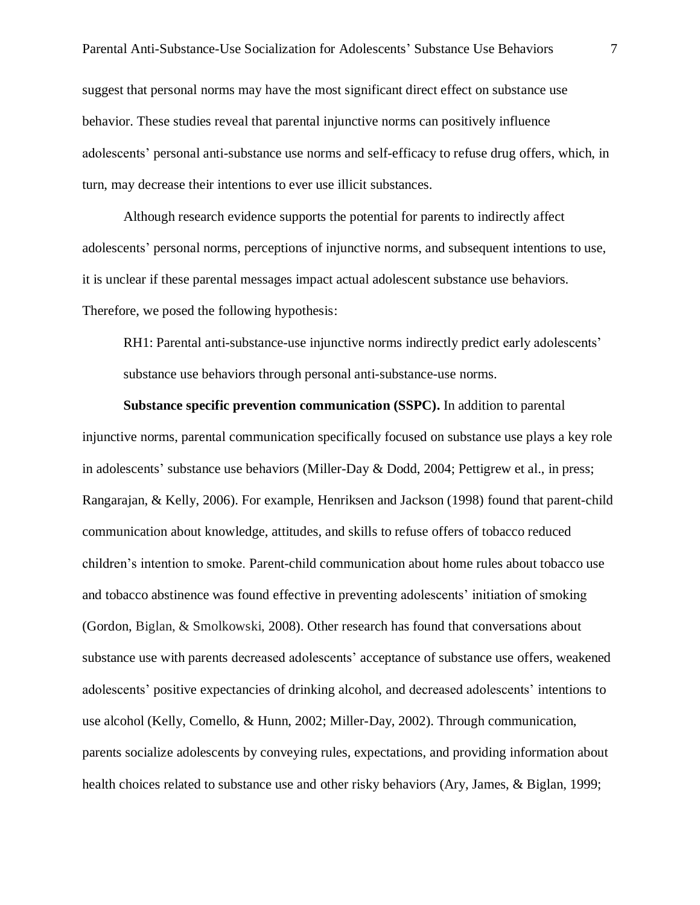suggest that personal norms may have the most significant direct effect on substance use behavior. These studies reveal that parental injunctive norms can positively influence adolescents' personal anti-substance use norms and self-efficacy to refuse drug offers, which, in turn, may decrease their intentions to ever use illicit substances.

Although research evidence supports the potential for parents to indirectly affect adolescents' personal norms, perceptions of injunctive norms, and subsequent intentions to use, it is unclear if these parental messages impact actual adolescent substance use behaviors. Therefore, we posed the following hypothesis:

> RH1: Parental anti-substance-use injunctive norms indirectly predict early adolescents' substance use behaviors through personal anti-substance-use norms.

**Substance specific prevention communication (SSPC).** In addition to parental injunctive norms, parental communication specifically focused on substance use plays a key role in adolescents' substance use behaviors (Miller-Day & Dodd, 2004; Pettigrew et al., in press; Rangarajan, & Kelly, 2006). For example, Henriksen and Jackson (1998) found that parent-child communication about knowledge, attitudes, and skills to refuse offers of tobacco reduced children's intention to smoke. Parent-child communication about home rules about tobacco use and tobacco abstinence was found effective in preventing adolescents' initiation of smoking (Gordon, Biglan, & Smolkowski, 2008). Other research has found that conversations about substance use with parents decreased adolescents' acceptance of substance use offers, weakened adolescents' positive expectancies of drinking alcohol, and decreased adolescents' intentions to use alcohol (Kelly, Comello, & Hunn, 2002; Miller-Day, 2002). Through communication, parents socialize adolescents by conveying rules, expectations, and providing information about health choices related to substance use and other risky behaviors (Ary, James, & Biglan, 1999;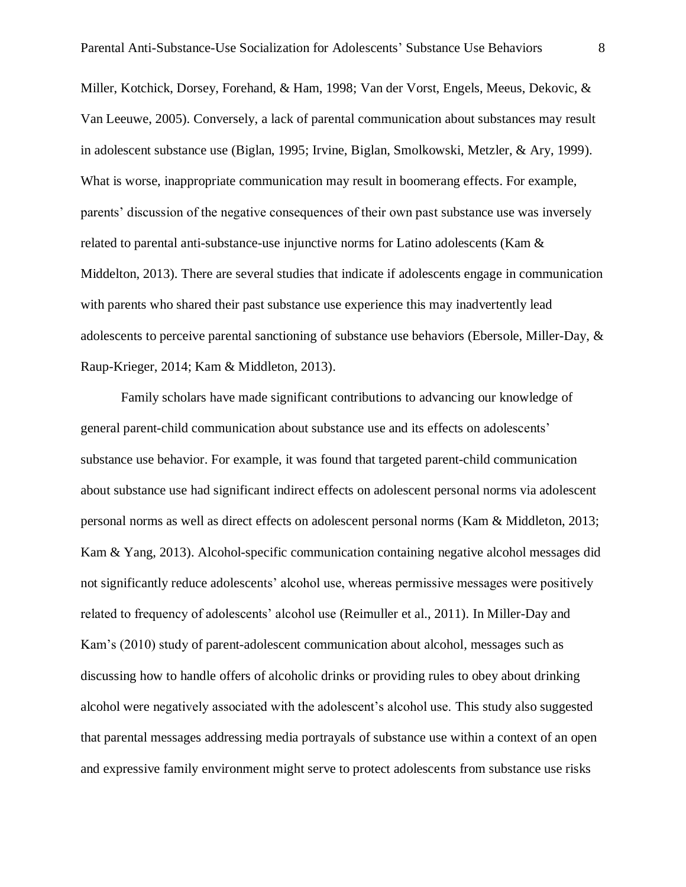Miller, Kotchick, Dorsey, Forehand, & Ham, 1998; Van der Vorst, Engels, Meeus, Dekovic, & Van Leeuwe, 2005). Conversely, a lack of parental communication about substances may result in adolescent substance use (Biglan, 1995; Irvine, Biglan, Smolkowski, Metzler, & Ary, 1999). What is worse, inappropriate communication may result in boomerang effects. For example, parents' discussion of the negative consequences of their own past substance use was inversely related to parental anti-substance-use injunctive norms for Latino adolescents (Kam & Middelton, 2013). There are several studies that indicate if adolescents engage in communication with parents who shared their past substance use experience this may inadvertently lead adolescents to perceive parental sanctioning of substance use behaviors (Ebersole, Miller-Day, & Raup-Krieger, 2014; Kam & Middleton, 2013).

Family scholars have made significant contributions to advancing our knowledge of general parent-child communication about substance use and its effects on adolescents' substance use behavior. For example, it was found that targeted parent-child communication about substance use had significant indirect effects on adolescent personal norms via adolescent personal norms as well as direct effects on adolescent personal norms (Kam & Middleton, 2013; Kam & Yang, 2013). Alcohol-specific communication containing negative alcohol messages did not significantly reduce adolescents' alcohol use, whereas permissive messages were positively related to frequency of adolescents' alcohol use (Reimuller et al., 2011). In Miller-Day and Kam's (2010) study of parent-adolescent communication about alcohol, messages such as discussing how to handle offers of alcoholic drinks or providing rules to obey about drinking alcohol were negatively associated with the adolescent's alcohol use. This study also suggested that parental messages addressing media portrayals of substance use within a context of an open and expressive family environment might serve to protect adolescents from substance use risks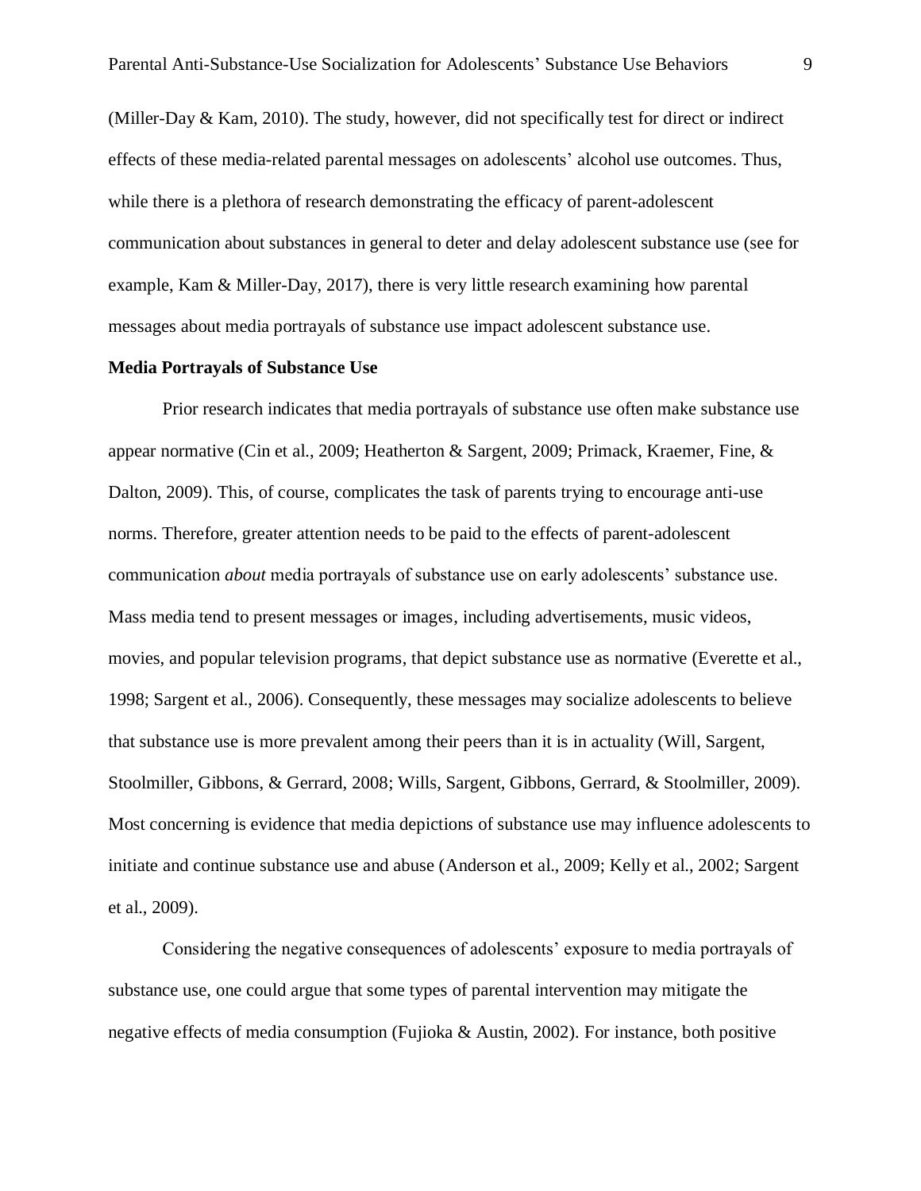(Miller-Day & Kam, 2010). The study, however, did not specifically test for direct or indirect effects of these media-related parental messages on adolescents' alcohol use outcomes. Thus, while there is a plethora of research demonstrating the efficacy of parent-adolescent communication about substances in general to deter and delay adolescent substance use (see for example, Kam & Miller-Day, 2017), there is very little research examining how parental messages about media portrayals of substance use impact adolescent substance use.

**Media Portrayals of Substance Use**

Prior research indicates that media portrayals of substance use often make substance use appear normative (Cin et al., 2009; Heatherton & Sargent, 2009; Primack, Kraemer, Fine, & Dalton, 2009). This, of course, complicates the task of parents trying to encourage anti-use norms. Therefore, greater attention needs to be paid to the effects of parent-adolescent communication *about* media portrayals of substance use on early adolescents' substance use. Mass media tend to present messages or images, including advertisements, music videos, movies, and popular television programs, that depict substance use as normative (Everette et al., 1998; Sargent et al., 2006). Consequently, these messages may socialize adolescents to believe that substance use is more prevalent among their peers than it is in actuality (Will, Sargent, Stoolmiller, Gibbons, & Gerrard, 2008; Wills, Sargent, Gibbons, Gerrard, & Stoolmiller, 2009). Most concerning is evidence that media depictions of substance use may influence adolescents to initiate and continue substance use and abuse (Anderson et al., 2009; Kelly et al., 2002; Sargent et al., 2009).

Considering the negative consequences of adolescents' exposure to media portrayals of substance use, one could argue that some types of parental intervention may mitigate the negative effects of media consumption (Fujioka & Austin, 2002). For instance, both positive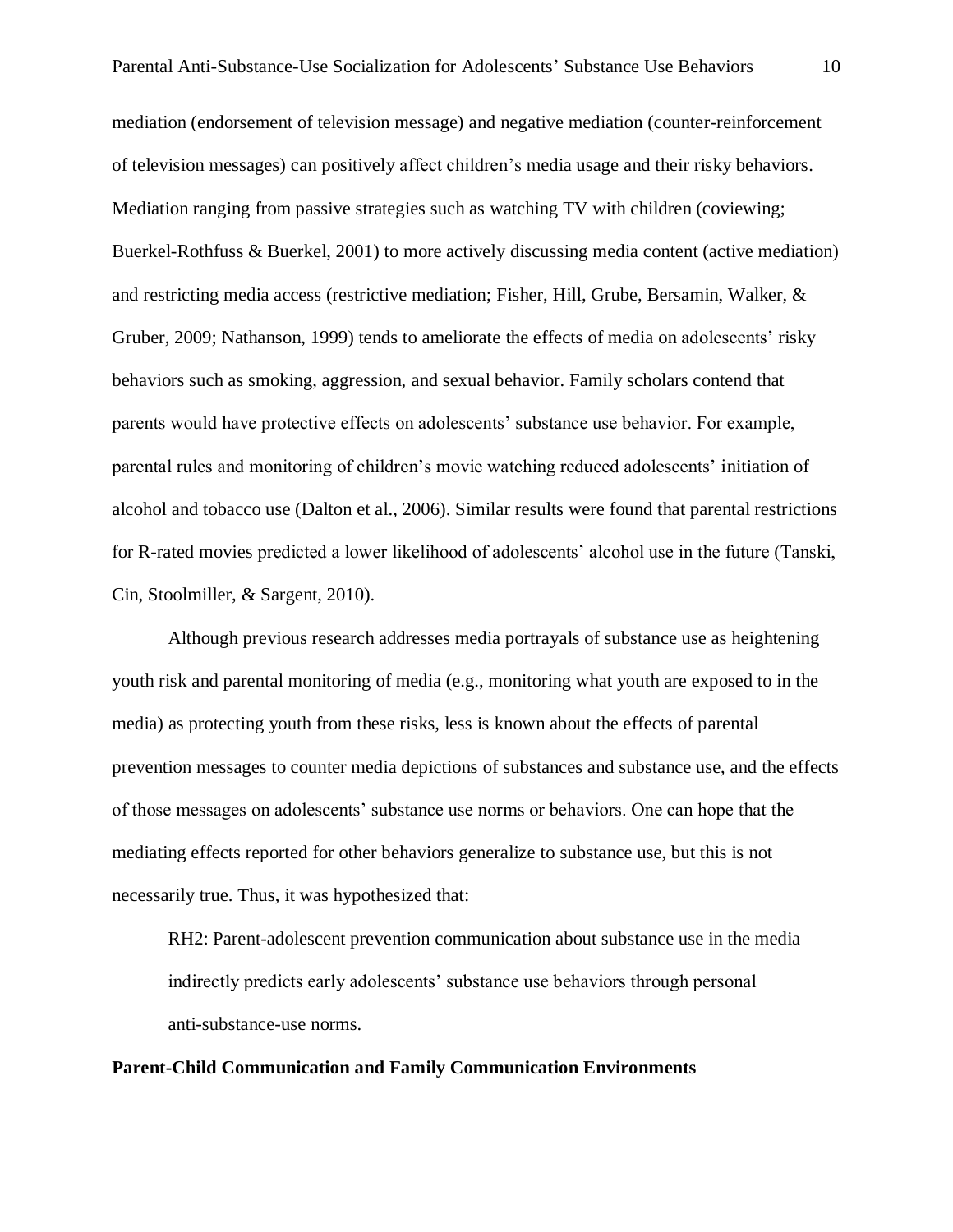mediation (endorsement of television message) and negative mediation (counter-reinforcement of television messages) can positively affect children's media usage and their risky behaviors. Mediation ranging from passive strategies such as watching TV with children (coviewing; Buerkel-Rothfuss & Buerkel, 2001) to more actively discussing media content (active mediation) and restricting media access (restrictive mediation; Fisher, Hill, Grube, Bersamin, Walker, & Gruber, 2009; Nathanson, 1999) tends to ameliorate the effects of media on adolescents' risky behaviors such as smoking, aggression, and sexual behavior. Family scholars contend that parents would have protective effects on adolescents' substance use behavior. For example, parental rules and monitoring of children's movie watching reduced adolescents' initiation of alcohol and tobacco use (Dalton et al., 2006). Similar results were found that parental restrictions for R-rated movies predicted a lower likelihood of adolescents' alcohol use in the future (Tanski, Cin, Stoolmiller, & Sargent, 2010).

Although previous research addresses media portrayals of substance use as heightening youth risk and parental monitoring of media (e.g., monitoring what youth are exposed to in the media) as protecting youth from these risks, less is known about the effects of parental prevention messages to counter media depictions of substances and substance use, and the effects of those messages on adolescents' substance use norms or behaviors. One can hope that the mediating effects reported for other behaviors generalize to substance use, but this is not necessarily true. Thus, it was hypothesized that:

> RH2: Parent-adolescent prevention communication about substance use in the media indirectly predicts early adolescents' substance use behaviors through personal anti-substance-use norms.

**Parent-Child Communication and Family Communication Environments**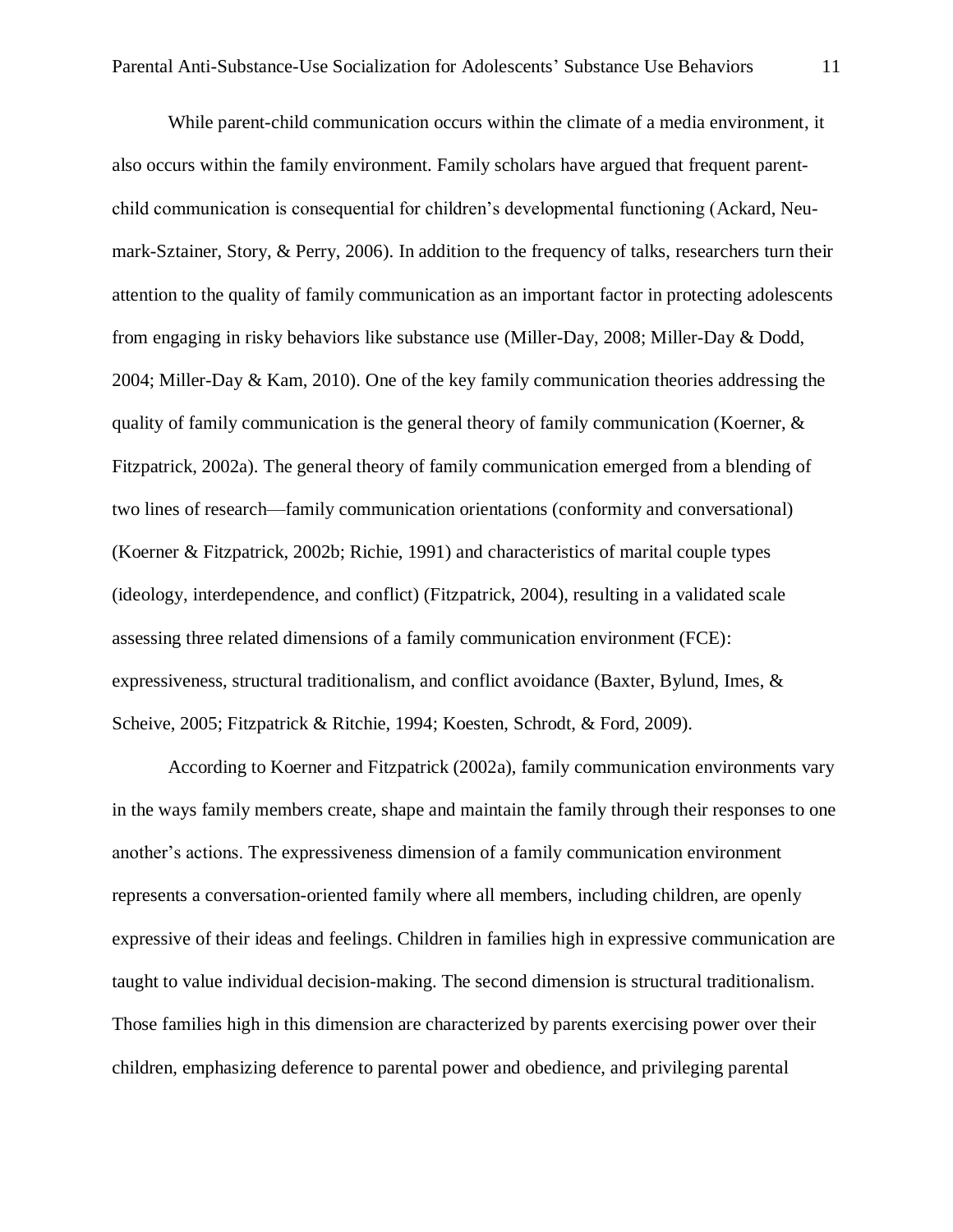While parent-child communication occurs within the climate of a media environment, it also occurs within the family environment. Family scholars have argued that frequent parent-child communication is consequential for children's developmental functioning (Ackard, Neumark-Sztainer, Story, & Perry, 2006). In addition to the frequency of talks, researchers turn their attention to the quality of family communication as an important factor in protecting adolescents from engaging in risky behaviors like substance use (Miller-Day, 2008; Miller-Day & Dodd, 2004; Miller-Day & Kam, 2010). One of the key family communication theories addressing the quality of family communication is the general theory of family communication (Koerner, & Fitzpatrick, 2002a). The general theory of family communication emerged from a blending of two lines of research—family communication orientations (conformity and conversational) (Koerner & Fitzpatrick, 2002b; Richie, 1991) and characteristics of marital couple types (ideology, interdependence, and conflict) (Fitzpatrick, 2004), resulting in a validated scale assessing three related dimensions of a family communication environment (FCE): expressiveness, structural traditionalism, and conflict avoidance (Baxter, Bylund, Imes, & Scheive, 2005; Fitzpatrick & Ritchie, 1994; Koesten, Schrodt, & Ford, 2009).

According to Koerner and Fitzpatrick (2002a), family communication environments vary in the ways family members create, shape and maintain the family through their responses to one another's actions. The expressiveness dimension of a family communication environment represents a conversation-oriented family where all members, including children, are openly expressive of their ideas and feelings. Children in families high in expressive communication are taught to value individual decision-making. The second dimension is structural traditionalism. Those families high in this dimension are characterized by parents exercising power over their children, emphasizing deference to parental power and obedience, and privileging parental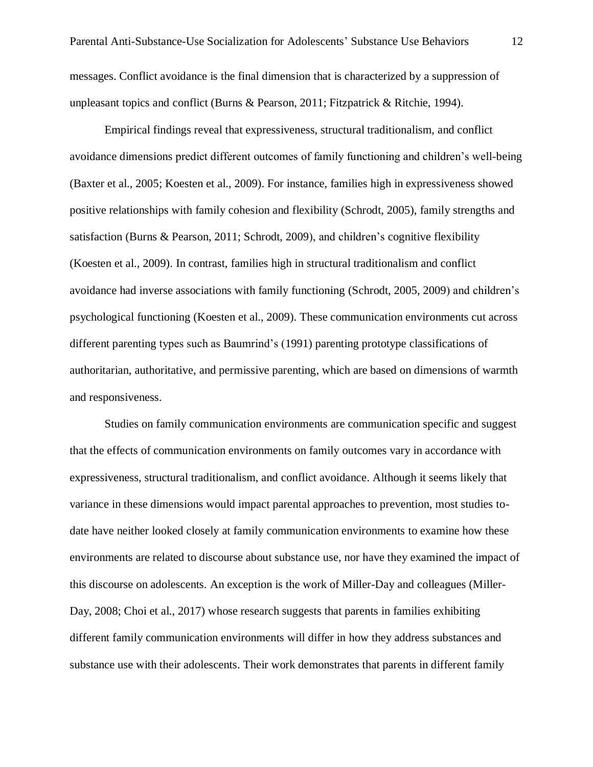messages. Conflict avoidance is the final dimension that is characterized by a suppression of unpleasant topics and conflict (Burns & Pearson, 2011; Fitzpatrick & Ritchie, 1994).

Empirical findings reveal that expressiveness, structural traditionalism, and conflict avoidance dimensions predict different outcomes of family functioning and children's well-being (Baxter et al., 2005; Koesten et al., 2009). For instance, families high in expressiveness showed positive relationships with family cohesion and flexibility (Schrodt, 2005), family strengths and satisfaction (Burns & Pearson, 2011; Schrodt, 2009), and children's cognitive flexibility (Koesten et al., 2009). In contrast, families high in structural traditionalism and conflict avoidance had inverse associations with family functioning (Schrodt, 2005, 2009) and children's psychological functioning (Koesten et al., 2009). These communication environments cut across different parenting types such as Baumrind's (1991) parenting prototype classifications of authoritarian, authoritative, and permissive parenting, which are based on dimensions of warmth and responsiveness.

Studies on family communication environments are communication specific and suggest that the effects of communication environments on family outcomes vary in accordance with expressiveness, structural traditionalism, and conflict avoidance. Although it seems likely that variance in these dimensions would impact parental approaches to prevention, most studies to-date have neither looked closely at family communication environments to examine how these environments are related to discourse about substance use, nor have they examined the impact of this discourse on adolescents. An exception is the work of Miller-Day and colleagues (Miller-Day, 2008; Choi et al., 2017) whose research suggests that parents in families exhibiting different family communication environments will differ in how they address substances and substance use with their adolescents. Their work demonstrates that parents in different family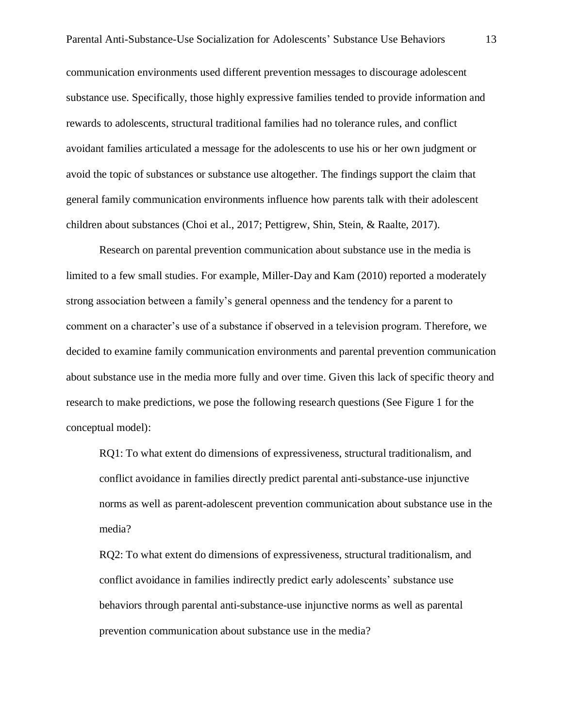communication environments used different prevention messages to discourage adolescent substance use. Specifically, those highly expressive families tended to provide information and rewards to adolescents, structural traditional families had no tolerance rules, and conflict avoidant families articulated a message for the adolescents to use his or her own judgment or avoid the topic of substances or substance use altogether. The findings support the claim that general family communication environments influence how parents talk with their adolescent children about substances (Choi et al., 2017; Pettigrew, Shin, Stein, & Raalte, 2017).

Research on parental prevention communication about substance use in the media is limited to a few small studies. For example, Miller-Day and Kam (2010) reported a moderately strong association between a family's general openness and the tendency for a parent to comment on a character's use of a substance if observed in a television program. Therefore, we decided to examine family communication environments and parental prevention communication about substance use in the media more fully and over time. Given this lack of specific theory and research to make predictions, we pose the following research questions (See Figure 1 for the conceptual model):

> RQ1: To what extent do dimensions of expressiveness, structural traditionalism, and conflict avoidance in families directly predict parental anti-substance-use injunctive norms as well as parent-adolescent prevention communication about substance use in the media?
>
> RQ2: To what extent do dimensions of expressiveness, structural traditionalism, and conflict avoidance in families indirectly predict early adolescents' substance use behaviors through parental anti-substance-use injunctive norms as well as parental prevention communication about substance use in the media?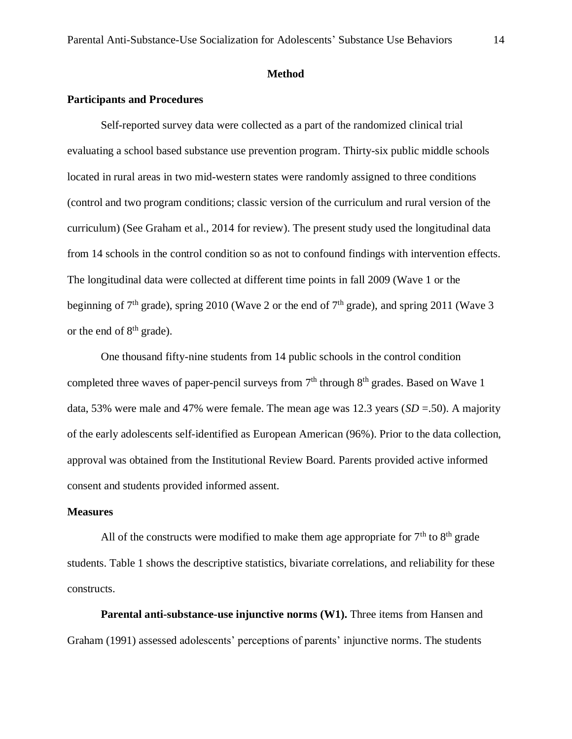## Method

### Participants and Procedures

Self-reported survey data were collected as a part of the randomized clinical trial evaluating a school based substance use prevention program. Thirty-six public middle schools located in rural areas in two mid-western states were randomly assigned to three conditions (control and two program conditions; classic version of the curriculum and rural version of the curriculum) (See Graham et al., 2014 for review). The present study used the longitudinal data from 14 schools in the control condition so as not to confound findings with intervention effects. The longitudinal data were collected at different time points in fall 2009 (Wave 1 or the beginning of 7th grade), spring 2010 (Wave 2 or the end of 7th grade), and spring 2011 (Wave 3 or the end of 8th grade).

One thousand fifty-nine students from 14 public schools in the control condition completed three waves of paper-pencil surveys from 7th through 8th grades. Based on Wave 1 data, 53% were male and 47% were female. The mean age was 12.3 years (*SD* =.50). A majority of the early adolescents self-identified as European American (96%). Prior to the data collection, approval was obtained from the Institutional Review Board. Parents provided active informed consent and students provided informed assent.

### Measures

All of the constructs were modified to make them age appropriate for 7th to 8th grade students. Table 1 shows the descriptive statistics, bivariate correlations, and reliability for these constructs.

**Parental anti-substance-use injunctive norms (W1).** Three items from Hansen and Graham (1991) assessed adolescents' perceptions of parents' injunctive norms. The students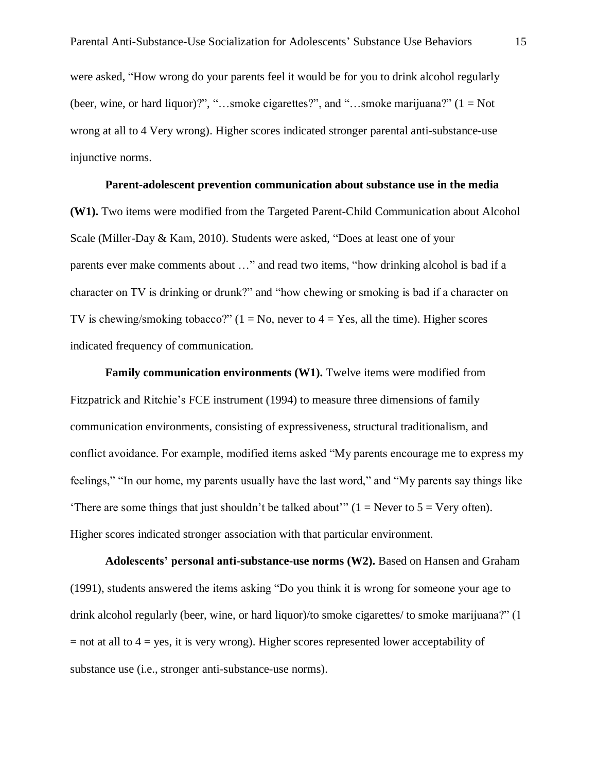were asked, "How wrong do your parents feel it would be for you to drink alcohol regularly (beer, wine, or hard liquor)?", "…smoke cigarettes?", and "…smoke marijuana?" (1 = Not wrong at all to 4 Very wrong). Higher scores indicated stronger parental anti-substance-use injunctive norms.

**Parent-adolescent prevention communication about substance use in the media (W1).** Two items were modified from the Targeted Parent-Child Communication about Alcohol Scale (Miller-Day & Kam, 2010). Students were asked, "Does at least one of your parents ever make comments about …" and read two items, "how drinking alcohol is bad if a character on TV is drinking or drunk?" and "how chewing or smoking is bad if a character on TV is chewing/smoking tobacco?" (1 = No, never to 4 = Yes, all the time). Higher scores indicated frequency of communication.

**Family communication environments (W1).** Twelve items were modified from Fitzpatrick and Ritchie's FCE instrument (1994) to measure three dimensions of family communication environments, consisting of expressiveness, structural traditionalism, and conflict avoidance. For example, modified items asked "My parents encourage me to express my feelings," "In our home, my parents usually have the last word," and "My parents say things like 'There are some things that just shouldn't be talked about'" (1 = Never to 5 = Very often). Higher scores indicated stronger association with that particular environment.

**Adolescents' personal anti-substance-use norms (W2).** Based on Hansen and Graham (1991), students answered the items asking "Do you think it is wrong for someone your age to drink alcohol regularly (beer, wine, or hard liquor)/to smoke cigarettes/ to smoke marijuana?" (1 = not at all to 4 = yes, it is very wrong). Higher scores represented lower acceptability of substance use (i.e., stronger anti-substance-use norms).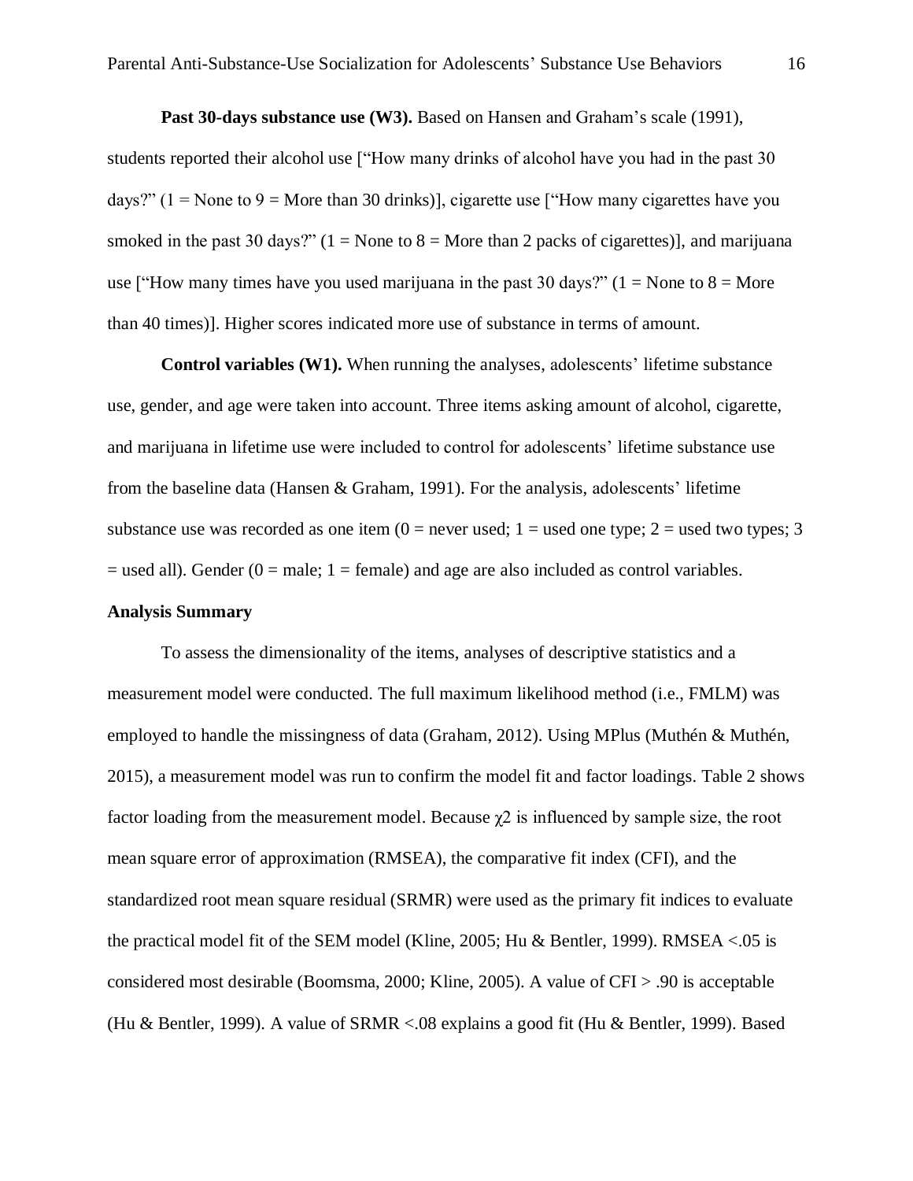**Past 30-days substance use (W3).** Based on Hansen and Graham's scale (1991), students reported their alcohol use ["How many drinks of alcohol have you had in the past 30 days?" (1 = None to 9 = More than 30 drinks)], cigarette use ["How many cigarettes have you smoked in the past 30 days?" (1 = None to 8 = More than 2 packs of cigarettes)], and marijuana use ["How many times have you used marijuana in the past 30 days?" (1 = None to 8 = More than 40 times)]. Higher scores indicated more use of substance in terms of amount.

**Control variables (W1).** When running the analyses, adolescents' lifetime substance use, gender, and age were taken into account. Three items asking amount of alcohol, cigarette, and marijuana in lifetime use were included to control for adolescents' lifetime substance use from the baseline data (Hansen & Graham, 1991). For the analysis, adolescents' lifetime substance use was recorded as one item (0 = never used; 1 = used one type; 2 = used two types; 3 = used all). Gender (0 = male; 1 = female) and age are also included as control variables.

**Analysis Summary**

To assess the dimensionality of the items, analyses of descriptive statistics and a measurement model were conducted. The full maximum likelihood method (i.e., FMLM) was employed to handle the missingness of data (Graham, 2012). Using MPlus (Muthén & Muthén, 2015), a measurement model was run to confirm the model fit and factor loadings. Table 2 shows factor loading from the measurement model. Because $\chi 2$ is influenced by sample size, the root mean square error of approximation (RMSEA), the comparative fit index (CFI), and the standardized root mean square residual (SRMR) were used as the primary fit indices to evaluate the practical model fit of the SEM model (Kline, 2005; Hu & Bentler, 1999). RMSEA <.05 is considered most desirable (Boomsma, 2000; Kline, 2005). A value of CFI > .90 is acceptable (Hu & Bentler, 1999). A value of SRMR <.08 explains a good fit (Hu & Bentler, 1999). Based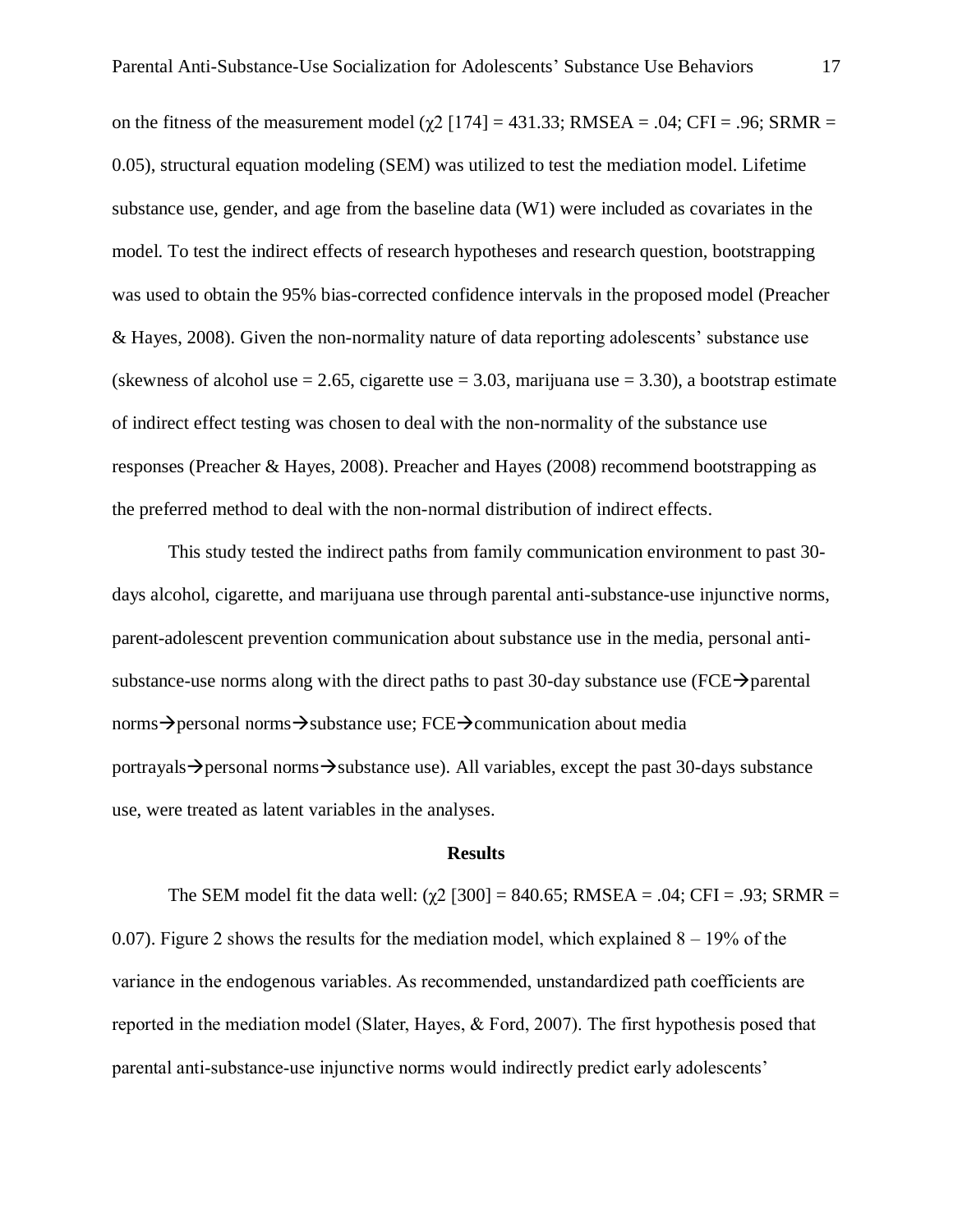on the fitness of the measurement model ($\chi2$ [174] = 431.33; RMSEA = .04; CFI = .96; SRMR = 0.05), structural equation modeling (SEM) was utilized to test the mediation model. Lifetime substance use, gender, and age from the baseline data (W1) were included as covariates in the model. To test the indirect effects of research hypotheses and research question, bootstrapping was used to obtain the 95% bias-corrected confidence intervals in the proposed model (Preacher & Hayes, 2008). Given the non-normality nature of data reporting adolescents' substance use (skewness of alcohol use = 2.65, cigarette use = 3.03, marijuana use = 3.30), a bootstrap estimate of indirect effect testing was chosen to deal with the non-normality of the substance use responses (Preacher & Hayes, 2008). Preacher and Hayes (2008) recommend bootstrapping as the preferred method to deal with the non-normal distribution of indirect effects.

This study tested the indirect paths from family communication environment to past 30-days alcohol, cigarette, and marijuana use through parental anti-substance-use injunctive norms, parent-adolescent prevention communication about substance use in the media, personal anti-substance-use norms along with the direct paths to past 30-day substance use (FCE→parental norms→personal norms→substance use; FCE→communication about media portrayals→personal norms→substance use). All variables, except the past 30-days substance use, were treated as latent variables in the analyses.

**Results**

The SEM model fit the data well: ($\chi2$ [300] = 840.65; RMSEA = .04; CFI = .93; SRMR = 0.07). Figure 2 shows the results for the mediation model, which explained 8 – 19% of the variance in the endogenous variables. As recommended, unstandardized path coefficients are reported in the mediation model (Slater, Hayes, & Ford, 2007). The first hypothesis posed that parental anti-substance-use injunctive norms would indirectly predict early adolescents'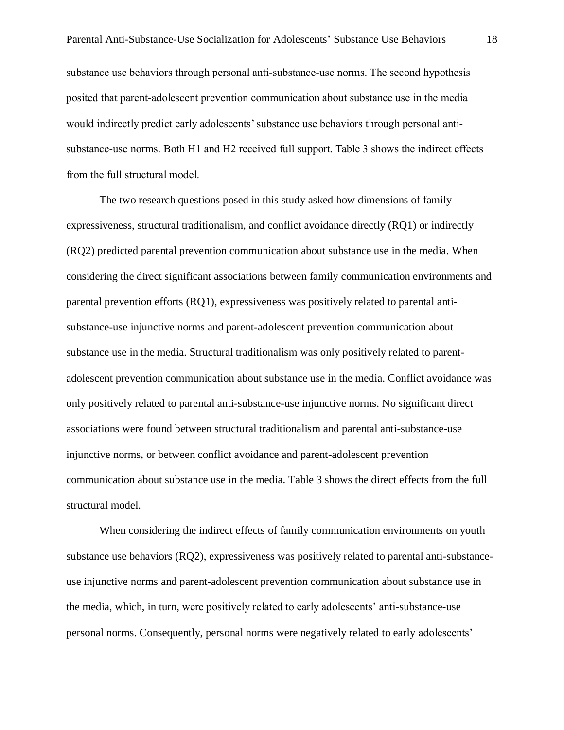substance use behaviors through personal anti-substance-use norms. The second hypothesis posited that parent-adolescent prevention communication about substance use in the media would indirectly predict early adolescents' substance use behaviors through personal anti-substance-use norms. Both H1 and H2 received full support. Table 3 shows the indirect effects from the full structural model.

The two research questions posed in this study asked how dimensions of family expressiveness, structural traditionalism, and conflict avoidance directly (RQ1) or indirectly (RQ2) predicted parental prevention communication about substance use in the media. When considering the direct significant associations between family communication environments and parental prevention efforts (RQ1), expressiveness was positively related to parental anti-substance-use injunctive norms and parent-adolescent prevention communication about substance use in the media. Structural traditionalism was only positively related to parent-adolescent prevention communication about substance use in the media. Conflict avoidance was only positively related to parental anti-substance-use injunctive norms. No significant direct associations were found between structural traditionalism and parental anti-substance-use injunctive norms, or between conflict avoidance and parent-adolescent prevention communication about substance use in the media. Table 3 shows the direct effects from the full structural model.

When considering the indirect effects of family communication environments on youth substance use behaviors (RQ2), expressiveness was positively related to parental anti-substance-use injunctive norms and parent-adolescent prevention communication about substance use in the media, which, in turn, were positively related to early adolescents' anti-substance-use personal norms. Consequently, personal norms were negatively related to early adolescents'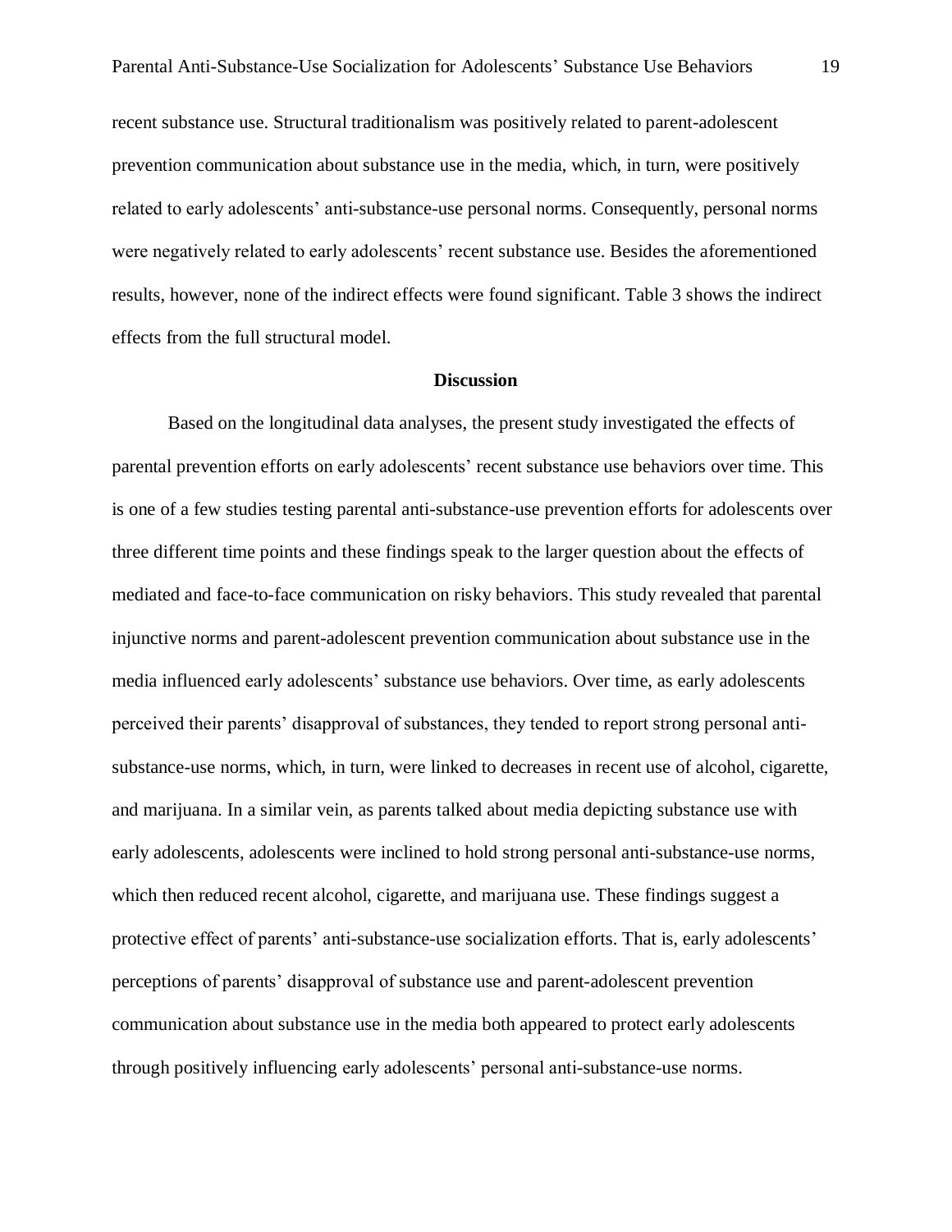recent substance use. Structural traditionalism was positively related to parent-adolescent prevention communication about substance use in the media, which, in turn, were positively related to early adolescents' anti-substance-use personal norms. Consequently, personal norms were negatively related to early adolescents' recent substance use. Besides the aforementioned results, however, none of the indirect effects were found significant. Table 3 shows the indirect effects from the full structural model.

## Discussion

Based on the longitudinal data analyses, the present study investigated the effects of parental prevention efforts on early adolescents' recent substance use behaviors over time. This is one of a few studies testing parental anti-substance-use prevention efforts for adolescents over three different time points and these findings speak to the larger question about the effects of mediated and face-to-face communication on risky behaviors. This study revealed that parental injunctive norms and parent-adolescent prevention communication about substance use in the media influenced early adolescents' substance use behaviors. Over time, as early adolescents perceived their parents' disapproval of substances, they tended to report strong personal anti-substance-use norms, which, in turn, were linked to decreases in recent use of alcohol, cigarette, and marijuana. In a similar vein, as parents talked about media depicting substance use with early adolescents, adolescents were inclined to hold strong personal anti-substance-use norms, which then reduced recent alcohol, cigarette, and marijuana use. These findings suggest a protective effect of parents' anti-substance-use socialization efforts. That is, early adolescents' perceptions of parents' disapproval of substance use and parent-adolescent prevention communication about substance use in the media both appeared to protect early adolescents through positively influencing early adolescents' personal anti-substance-use norms.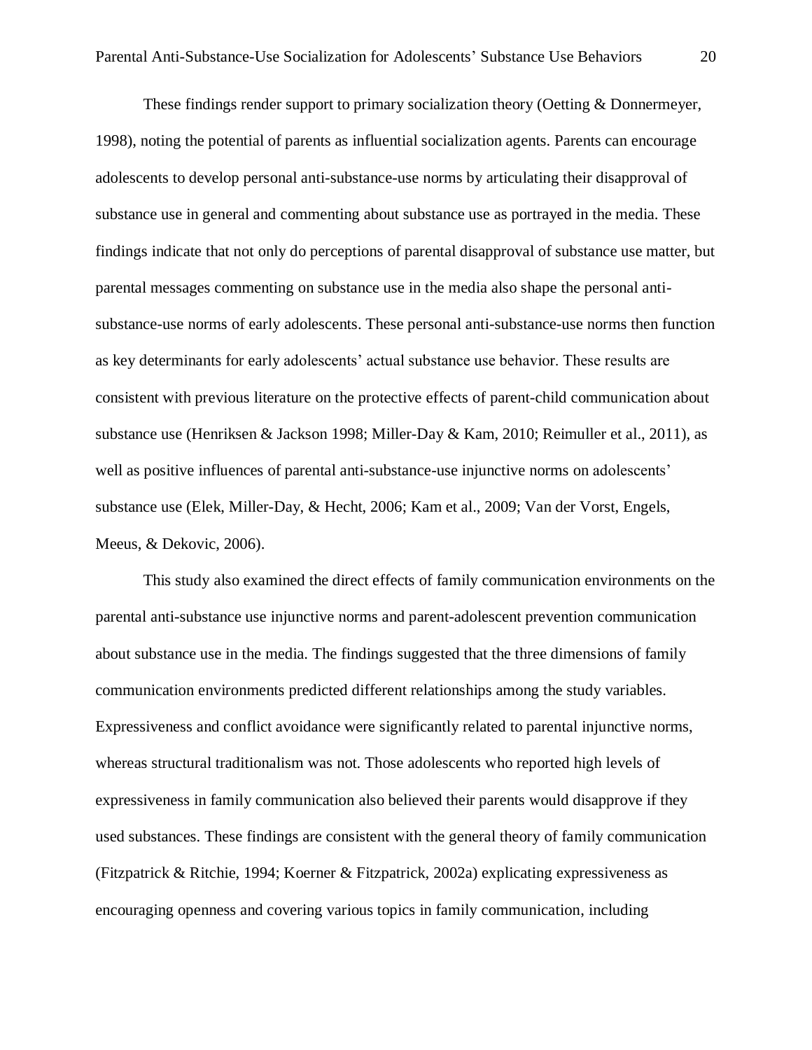These findings render support to primary socialization theory (Oetting & Donnermeyer, 1998), noting the potential of parents as influential socialization agents. Parents can encourage adolescents to develop personal anti-substance-use norms by articulating their disapproval of substance use in general and commenting about substance use as portrayed in the media. These findings indicate that not only do perceptions of parental disapproval of substance use matter, but parental messages commenting on substance use in the media also shape the personal anti-substance-use norms of early adolescents. These personal anti-substance-use norms then function as key determinants for early adolescents' actual substance use behavior. These results are consistent with previous literature on the protective effects of parent-child communication about substance use (Henriksen & Jackson 1998; Miller-Day & Kam, 2010; Reimuller et al., 2011), as well as positive influences of parental anti-substance-use injunctive norms on adolescents' substance use (Elek, Miller-Day, & Hecht, 2006; Kam et al., 2009; Van der Vorst, Engels, Meeus, & Dekovic, 2006).

This study also examined the direct effects of family communication environments on the parental anti-substance use injunctive norms and parent-adolescent prevention communication about substance use in the media. The findings suggested that the three dimensions of family communication environments predicted different relationships among the study variables. Expressiveness and conflict avoidance were significantly related to parental injunctive norms, whereas structural traditionalism was not. Those adolescents who reported high levels of expressiveness in family communication also believed their parents would disapprove if they used substances. These findings are consistent with the general theory of family communication (Fitzpatrick & Ritchie, 1994; Koerner & Fitzpatrick, 2002a) explicating expressiveness as encouraging openness and covering various topics in family communication, including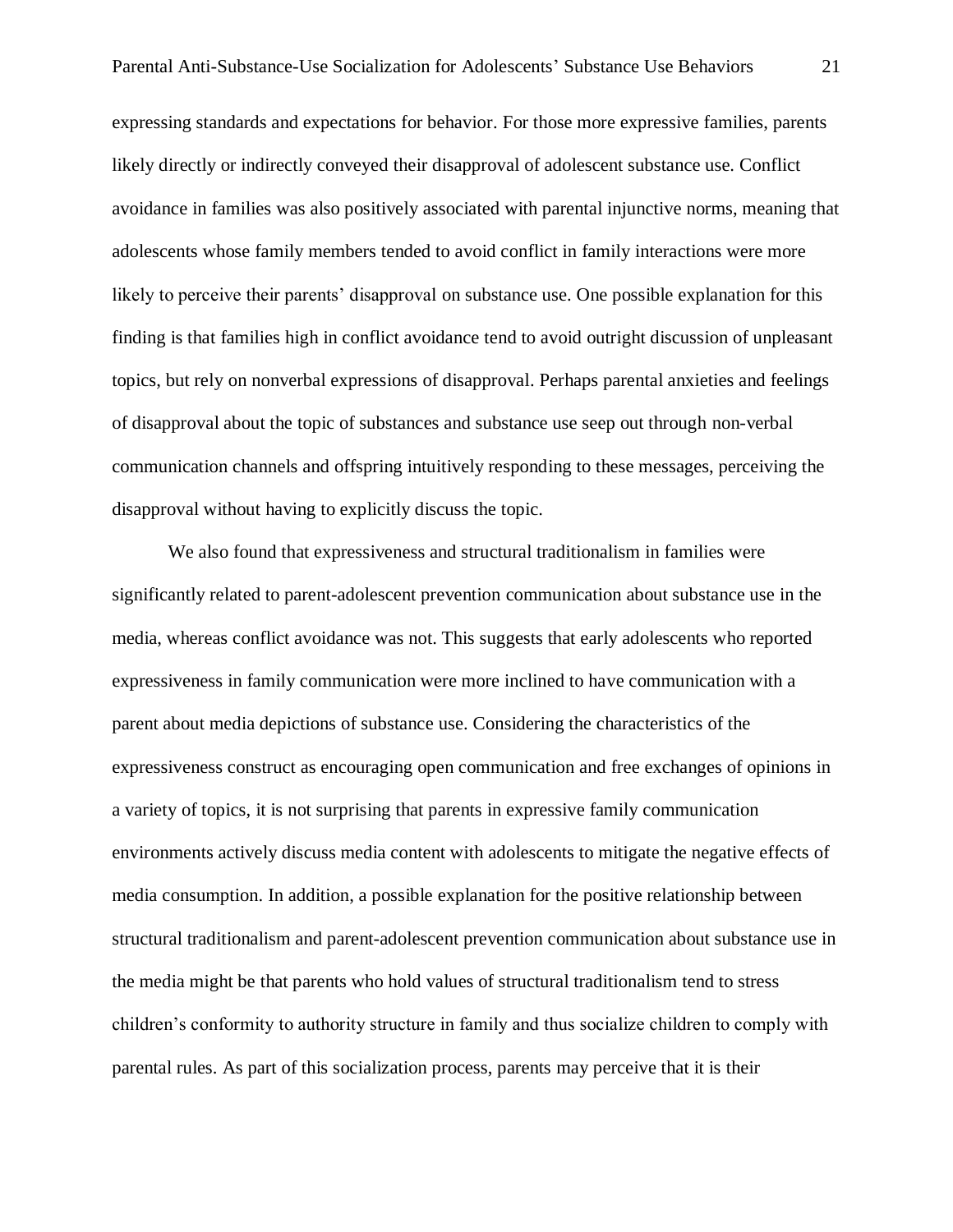expressing standards and expectations for behavior. For those more expressive families, parents likely directly or indirectly conveyed their disapproval of adolescent substance use. Conflict avoidance in families was also positively associated with parental injunctive norms, meaning that adolescents whose family members tended to avoid conflict in family interactions were more likely to perceive their parents' disapproval on substance use. One possible explanation for this finding is that families high in conflict avoidance tend to avoid outright discussion of unpleasant topics, but rely on nonverbal expressions of disapproval. Perhaps parental anxieties and feelings of disapproval about the topic of substances and substance use seep out through non-verbal communication channels and offspring intuitively responding to these messages, perceiving the disapproval without having to explicitly discuss the topic.

We also found that expressiveness and structural traditionalism in families were significantly related to parent-adolescent prevention communication about substance use in the media, whereas conflict avoidance was not. This suggests that early adolescents who reported expressiveness in family communication were more inclined to have communication with a parent about media depictions of substance use. Considering the characteristics of the expressiveness construct as encouraging open communication and free exchanges of opinions in a variety of topics, it is not surprising that parents in expressive family communication environments actively discuss media content with adolescents to mitigate the negative effects of media consumption. In addition, a possible explanation for the positive relationship between structural traditionalism and parent-adolescent prevention communication about substance use in the media might be that parents who hold values of structural traditionalism tend to stress children's conformity to authority structure in family and thus socialize children to comply with parental rules. As part of this socialization process, parents may perceive that it is their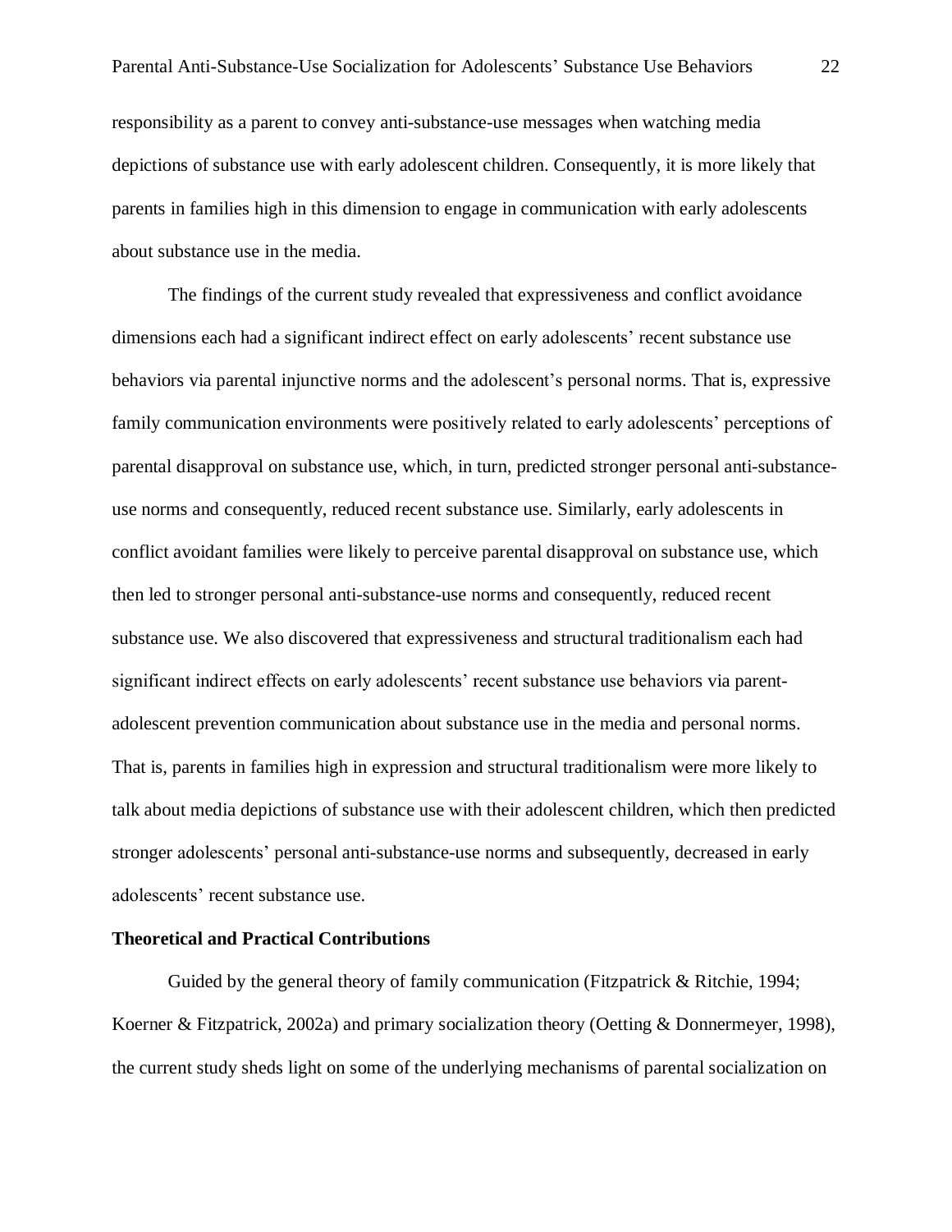responsibility as a parent to convey anti-substance-use messages when watching media depictions of substance use with early adolescent children. Consequently, it is more likely that parents in families high in this dimension to engage in communication with early adolescents about substance use in the media.

The findings of the current study revealed that expressiveness and conflict avoidance dimensions each had a significant indirect effect on early adolescents' recent substance use behaviors via parental injunctive norms and the adolescent's personal norms. That is, expressive family communication environments were positively related to early adolescents' perceptions of parental disapproval on substance use, which, in turn, predicted stronger personal anti-substance-use norms and consequently, reduced recent substance use. Similarly, early adolescents in conflict avoidant families were likely to perceive parental disapproval on substance use, which then led to stronger personal anti-substance-use norms and consequently, reduced recent substance use. We also discovered that expressiveness and structural traditionalism each had significant indirect effects on early adolescents' recent substance use behaviors via parent-adolescent prevention communication about substance use in the media and personal norms. That is, parents in families high in expression and structural traditionalism were more likely to talk about media depictions of substance use with their adolescent children, which then predicted stronger adolescents' personal anti-substance-use norms and subsequently, decreased in early adolescents' recent substance use.

**Theoretical and Practical Contributions**

Guided by the general theory of family communication (Fitzpatrick & Ritchie, 1994; Koerner & Fitzpatrick, 2002a) and primary socialization theory (Oetting & Donnermeyer, 1998), the current study sheds light on some of the underlying mechanisms of parental socialization on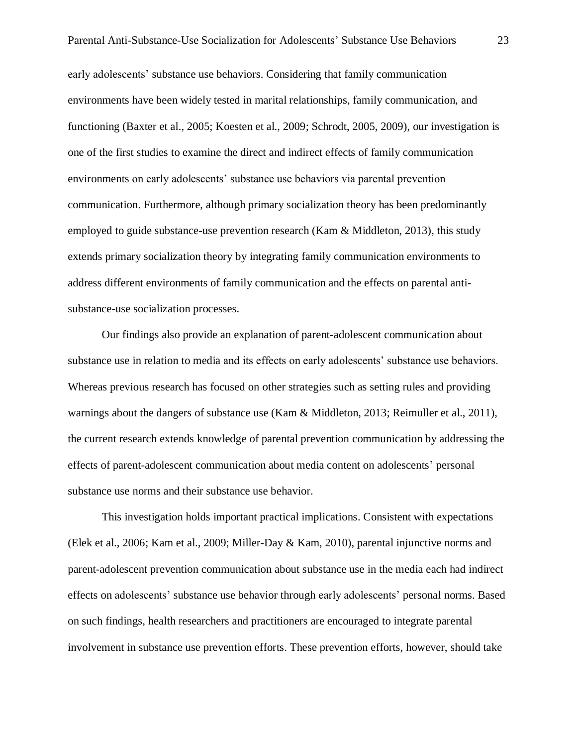early adolescents' substance use behaviors. Considering that family communication environments have been widely tested in marital relationships, family communication, and functioning (Baxter et al., 2005; Koesten et al., 2009; Schrodt, 2005, 2009), our investigation is one of the first studies to examine the direct and indirect effects of family communication environments on early adolescents' substance use behaviors via parental prevention communication. Furthermore, although primary socialization theory has been predominantly employed to guide substance-use prevention research (Kam & Middleton, 2013), this study extends primary socialization theory by integrating family communication environments to address different environments of family communication and the effects on parental anti-substance-use socialization processes.

Our findings also provide an explanation of parent-adolescent communication about substance use in relation to media and its effects on early adolescents' substance use behaviors. Whereas previous research has focused on other strategies such as setting rules and providing warnings about the dangers of substance use (Kam & Middleton, 2013; Reimuller et al., 2011), the current research extends knowledge of parental prevention communication by addressing the effects of parent-adolescent communication about media content on adolescents' personal substance use norms and their substance use behavior.

This investigation holds important practical implications. Consistent with expectations (Elek et al., 2006; Kam et al., 2009; Miller-Day & Kam, 2010), parental injunctive norms and parent-adolescent prevention communication about substance use in the media each had indirect effects on adolescents' substance use behavior through early adolescents' personal norms. Based on such findings, health researchers and practitioners are encouraged to integrate parental involvement in substance use prevention efforts. These prevention efforts, however, should take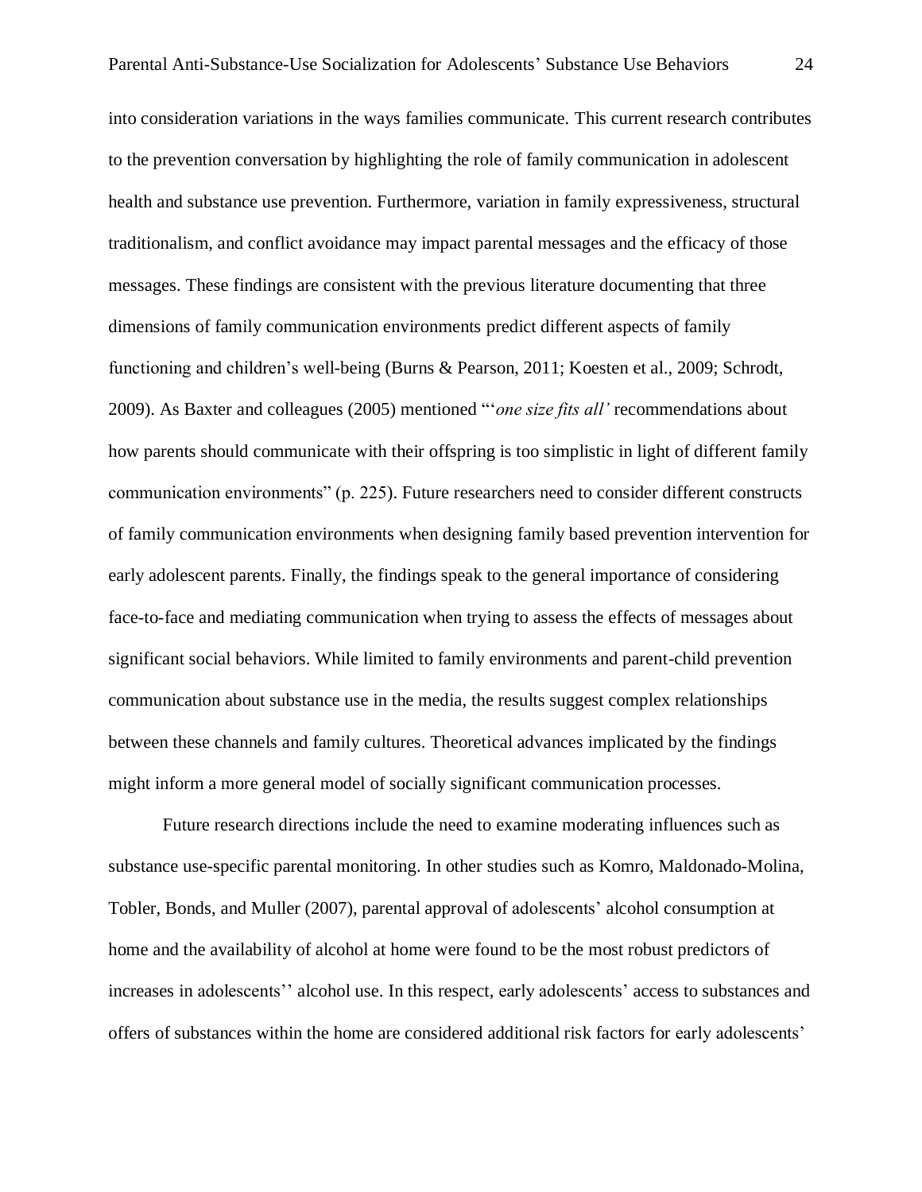into consideration variations in the ways families communicate. This current research contributes to the prevention conversation by highlighting the role of family communication in adolescent health and substance use prevention. Furthermore, variation in family expressiveness, structural traditionalism, and conflict avoidance may impact parental messages and the efficacy of those messages. These findings are consistent with the previous literature documenting that three dimensions of family communication environments predict different aspects of family functioning and children's well-being (Burns & Pearson, 2011; Koesten et al., 2009; Schrodt, 2009). As Baxter and colleagues (2005) mentioned "'*one size fits all'* recommendations about how parents should communicate with their offspring is too simplistic in light of different family communication environments" (p. 225). Future researchers need to consider different constructs of family communication environments when designing family based prevention intervention for early adolescent parents. Finally, the findings speak to the general importance of considering face-to-face and mediating communication when trying to assess the effects of messages about significant social behaviors. While limited to family environments and parent-child prevention communication about substance use in the media, the results suggest complex relationships between these channels and family cultures. Theoretical advances implicated by the findings might inform a more general model of socially significant communication processes.

Future research directions include the need to examine moderating influences such as substance use-specific parental monitoring. In other studies such as Komro, Maldonado-Molina, Tobler, Bonds, and Muller (2007), parental approval of adolescents' alcohol consumption at home and the availability of alcohol at home were found to be the most robust predictors of increases in adolescents'' alcohol use. In this respect, early adolescents' access to substances and offers of substances within the home are considered additional risk factors for early adolescents'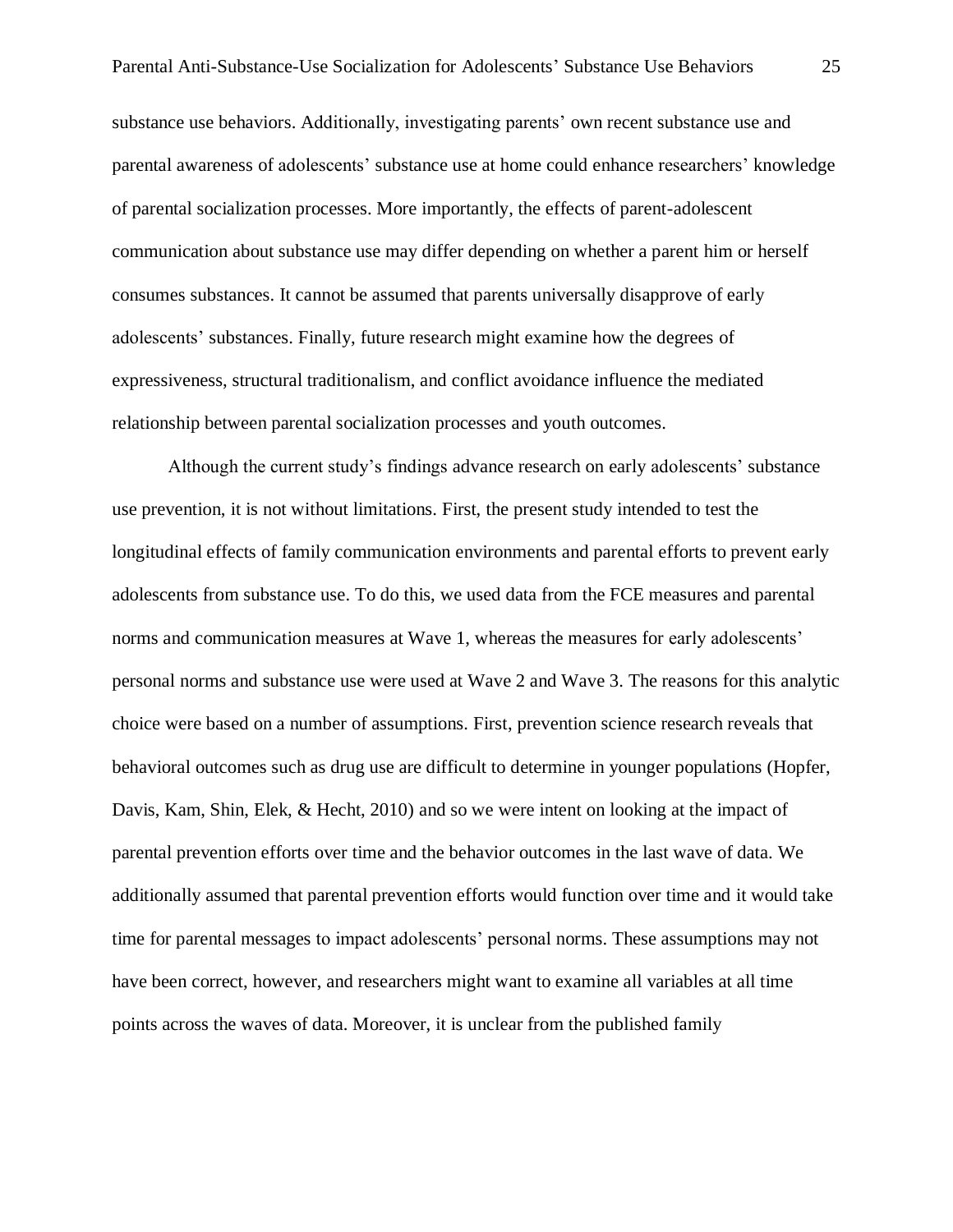substance use behaviors. Additionally, investigating parents' own recent substance use and parental awareness of adolescents' substance use at home could enhance researchers' knowledge of parental socialization processes. More importantly, the effects of parent-adolescent communication about substance use may differ depending on whether a parent him or herself consumes substances. It cannot be assumed that parents universally disapprove of early adolescents' substances. Finally, future research might examine how the degrees of expressiveness, structural traditionalism, and conflict avoidance influence the mediated relationship between parental socialization processes and youth outcomes.

Although the current study's findings advance research on early adolescents' substance use prevention, it is not without limitations. First, the present study intended to test the longitudinal effects of family communication environments and parental efforts to prevent early adolescents from substance use. To do this, we used data from the FCE measures and parental norms and communication measures at Wave 1, whereas the measures for early adolescents' personal norms and substance use were used at Wave 2 and Wave 3. The reasons for this analytic choice were based on a number of assumptions. First, prevention science research reveals that behavioral outcomes such as drug use are difficult to determine in younger populations (Hopfer, Davis, Kam, Shin, Elek, & Hecht, 2010) and so we were intent on looking at the impact of parental prevention efforts over time and the behavior outcomes in the last wave of data. We additionally assumed that parental prevention efforts would function over time and it would take time for parental messages to impact adolescents' personal norms. These assumptions may not have been correct, however, and researchers might want to examine all variables at all time points across the waves of data. Moreover, it is unclear from the published family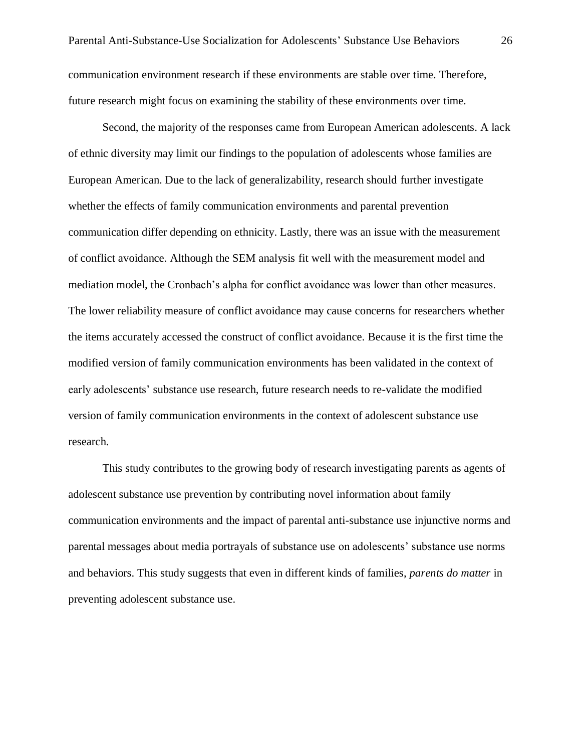communication environment research if these environments are stable over time. Therefore, future research might focus on examining the stability of these environments over time.

Second, the majority of the responses came from European American adolescents. A lack of ethnic diversity may limit our findings to the population of adolescents whose families are European American. Due to the lack of generalizability, research should further investigate whether the effects of family communication environments and parental prevention communication differ depending on ethnicity. Lastly, there was an issue with the measurement of conflict avoidance. Although the SEM analysis fit well with the measurement model and mediation model, the Cronbach's alpha for conflict avoidance was lower than other measures. The lower reliability measure of conflict avoidance may cause concerns for researchers whether the items accurately accessed the construct of conflict avoidance. Because it is the first time the modified version of family communication environments has been validated in the context of early adolescents' substance use research, future research needs to re-validate the modified version of family communication environments in the context of adolescent substance use research.

This study contributes to the growing body of research investigating parents as agents of adolescent substance use prevention by contributing novel information about family communication environments and the impact of parental anti-substance use injunctive norms and parental messages about media portrayals of substance use on adolescents' substance use norms and behaviors. This study suggests that even in different kinds of families, *parents do matter* in preventing adolescent substance use.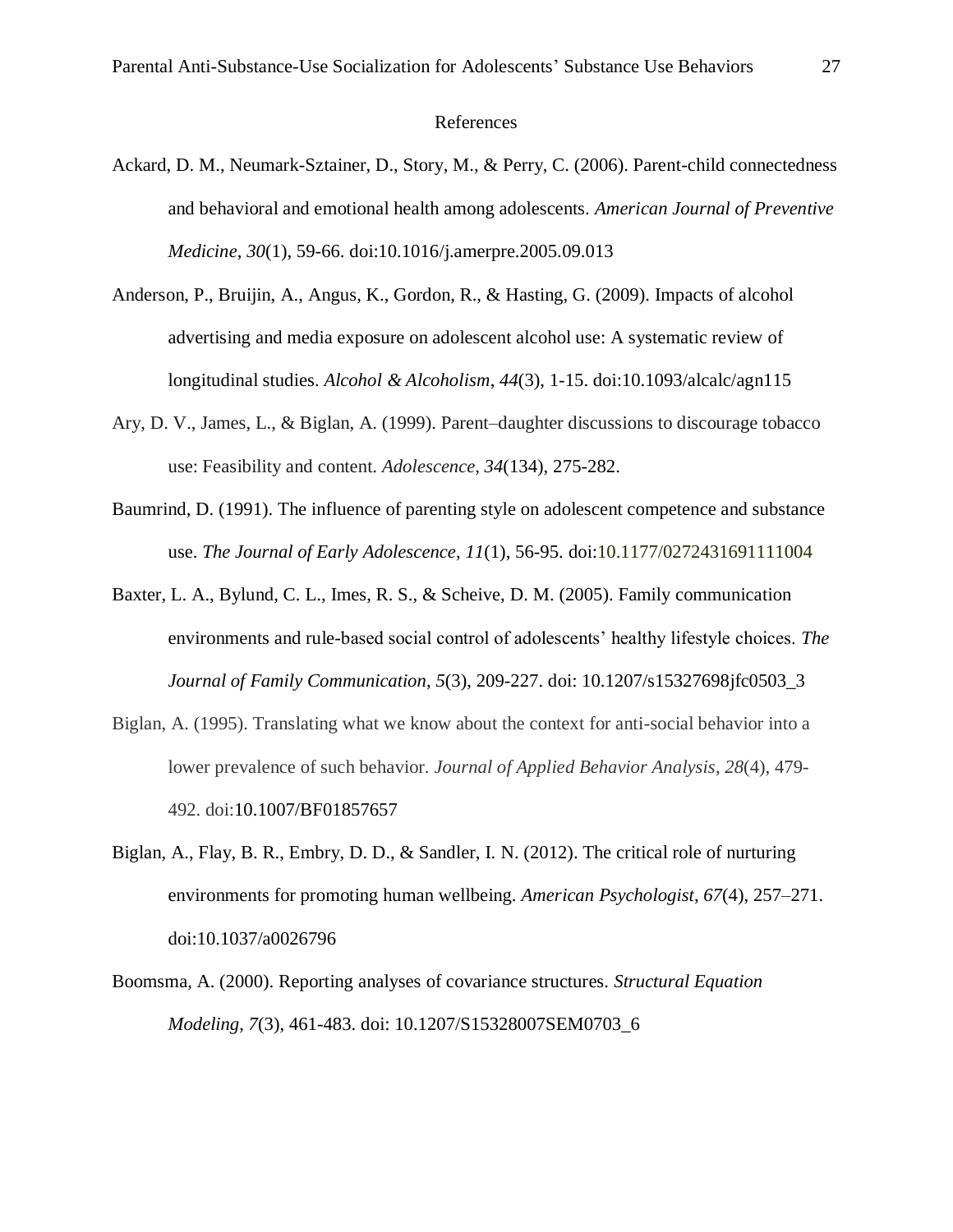# References

Ackard, D. M., Neumark-Sztainer, D., Story, M., & Perry, C. (2006). Parent-child connectedness and behavioral and emotional health among adolescents. *American Journal of Preventive Medicine*, *30*(1), 59-66. doi:10.1016/j.amerpre.2005.09.013

Anderson, P., Bruijin, A., Angus, K., Gordon, R., & Hasting, G. (2009). Impacts of alcohol advertising and media exposure on adolescent alcohol use: A systematic review of longitudinal studies. *Alcohol & Alcoholism*, *44*(3), 1-15. doi:10.1093/alcalc/agn115

Ary, D. V., James, L., & Biglan, A. (1999). Parent–daughter discussions to discourage tobacco use: Feasibility and content. *Adolescence*, *34*(134), 275-282.

Baumrind, D. (1991). The influence of parenting style on adolescent competence and substance use. *The Journal of Early Adolescence*, *11*(1), 56-95. doi:10.1177/0272431691111004

Baxter, L. A., Bylund, C. L., Imes, R. S., & Scheive, D. M. (2005). Family communication environments and rule-based social control of adolescents' healthy lifestyle choices. *The Journal of Family Communication*, *5*(3), 209-227. doi: 10.1207/s15327698jfc0503_3

Biglan, A. (1995). Translating what we know about the context for anti-social behavior into a lower prevalence of such behavior. *Journal of Applied Behavior Analysis*, *28*(4), 479-492. doi:10.1007/BF01857657

Biglan, A., Flay, B. R., Embry, D. D., & Sandler, I. N. (2012). The critical role of nurturing environments for promoting human wellbeing. *American Psychologist*, *67*(4), 257–271. doi:10.1037/a0026796

Boomsma, A. (2000). Reporting analyses of covariance structures. *Structural Equation Modeling*, *7*(3), 461-483. doi: 10.1207/S15328007SEM0703_6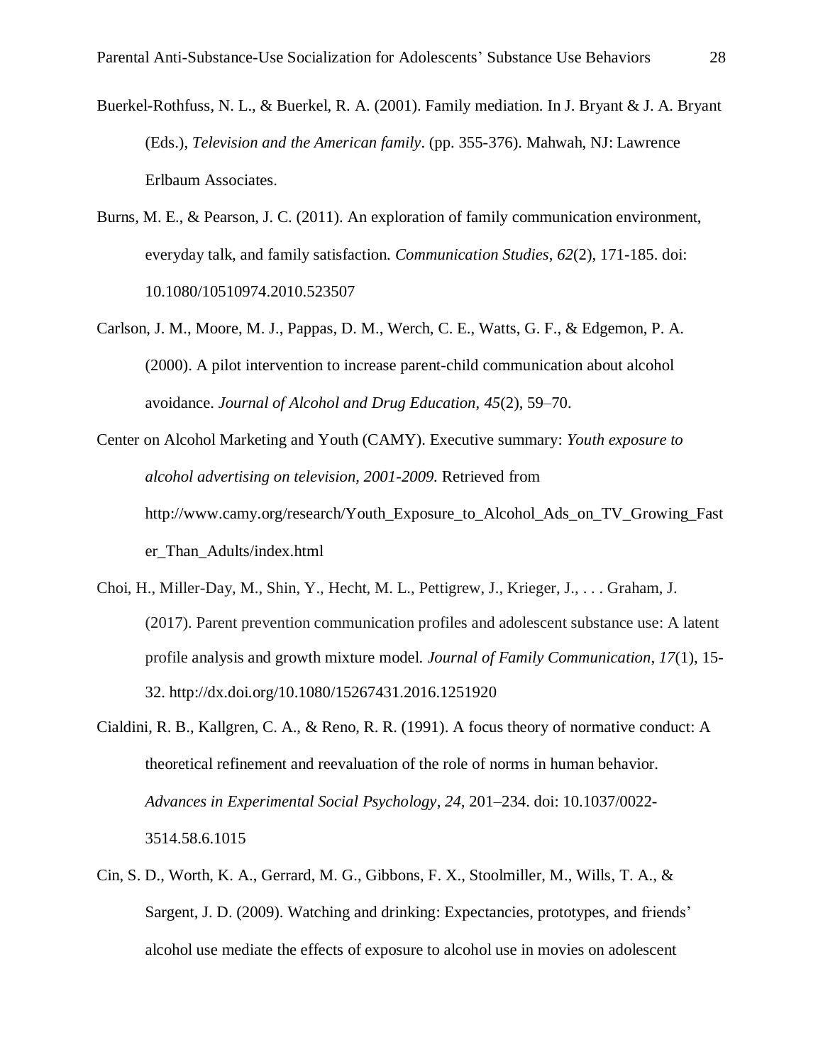Buerkel-Rothfuss, N. L., & Buerkel, R. A. (2001). Family mediation. In J. Bryant & J. A. Bryant (Eds.), *Television and the American family*. (pp. 355-376). Mahwah, NJ: Lawrence Erlbaum Associates.

Burns, M. E., & Pearson, J. C. (2011). An exploration of family communication environment, everyday talk, and family satisfaction. *Communication Studies*, *62*(2), 171-185. doi: 10.1080/10510974.2010.523507

Carlson, J. M., Moore, M. J., Pappas, D. M., Werch, C. E., Watts, G. F., & Edgemon, P. A. (2000). A pilot intervention to increase parent-child communication about alcohol avoidance. *Journal of Alcohol and Drug Education*, *45*(2), 59–70.

Center on Alcohol Marketing and Youth (CAMY). Executive summary: *Youth exposure to alcohol advertising on television, 2001-2009*. Retrieved from http://www.camy.org/research/Youth_Exposure_to_Alcohol_Ads_on_TV_Growing_Faster_Than_Adults/index.html

Choi, H., Miller-Day, M., Shin, Y., Hecht, M. L., Pettigrew, J., Krieger, J., . . . Graham, J. (2017). Parent prevention communication profiles and adolescent substance use: A latent profile analysis and growth mixture model. *Journal of Family Communication*, *17*(1), 15-32. http://dx.doi.org/10.1080/15267431.2016.1251920

Cialdini, R. B., Kallgren, C. A., & Reno, R. R. (1991). A focus theory of normative conduct: A theoretical refinement and reevaluation of the role of norms in human behavior. *Advances in Experimental Social Psychology*, *24,* 201–234. doi: 10.1037/0022-3514.58.6.1015

Cin, S. D., Worth, K. A., Gerrard, M. G., Gibbons, F. X., Stoolmiller, M., Wills, T. A., & Sargent, J. D. (2009). Watching and drinking: Expectancies, prototypes, and friends' alcohol use mediate the effects of exposure to alcohol use in movies on adolescent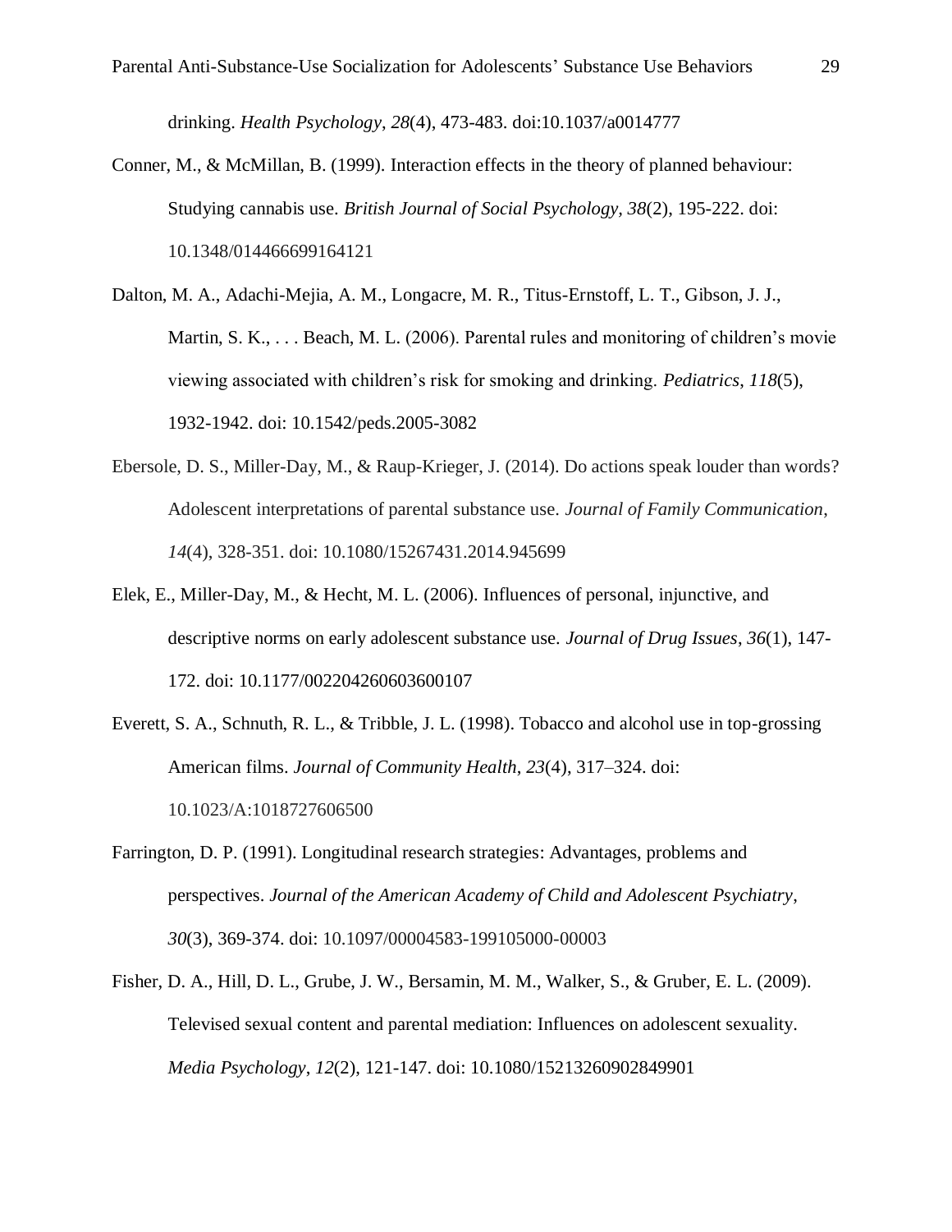drinking. *Health Psychology*, *28*(4), 473-483. doi:10.1037/a0014777

Conner, M., & McMillan, B. (1999). Interaction effects in the theory of planned behaviour: Studying cannabis use. *British Journal of Social Psychology*, *38*(2), 195-222. doi: 10.1348/014466699164121

Dalton, M. A., Adachi-Mejia, A. M., Longacre, M. R., Titus-Ernstoff, L. T., Gibson, J. J., Martin, S. K., . . . Beach, M. L. (2006). Parental rules and monitoring of children's movie viewing associated with children's risk for smoking and drinking. *Pediatrics*, *118*(5), 1932-1942. doi: 10.1542/peds.2005-3082

Ebersole, D. S., Miller-Day, M., & Raup-Krieger, J. (2014). Do actions speak louder than words? Adolescent interpretations of parental substance use. *Journal of Family Communication*, *14*(4), 328-351. doi: 10.1080/15267431.2014.945699

Elek, E., Miller-Day, M., & Hecht, M. L. (2006). Influences of personal, injunctive, and descriptive norms on early adolescent substance use. *Journal of Drug Issues*, *36*(1), 147-172. doi: 10.1177/002204260603600107

Everett, S. A., Schnuth, R. L., & Tribble, J. L. (1998). Tobacco and alcohol use in top-grossing American films. *Journal of Community Health*, *23*(4), 317–324. doi: 10.1023/A:1018727606500

Farrington, D. P. (1991). Longitudinal research strategies: Advantages, problems and perspectives. *Journal of the American Academy of Child and Adolescent Psychiatry*, *30*(3), 369-374. doi: 10.1097/00004583-199105000-00003

Fisher, D. A., Hill, D. L., Grube, J. W., Bersamin, M. M., Walker, S., & Gruber, E. L. (2009). Televised sexual content and parental mediation: Influences on adolescent sexuality. *Media Psychology*, *12*(2), 121-147. doi: 10.1080/15213260902849901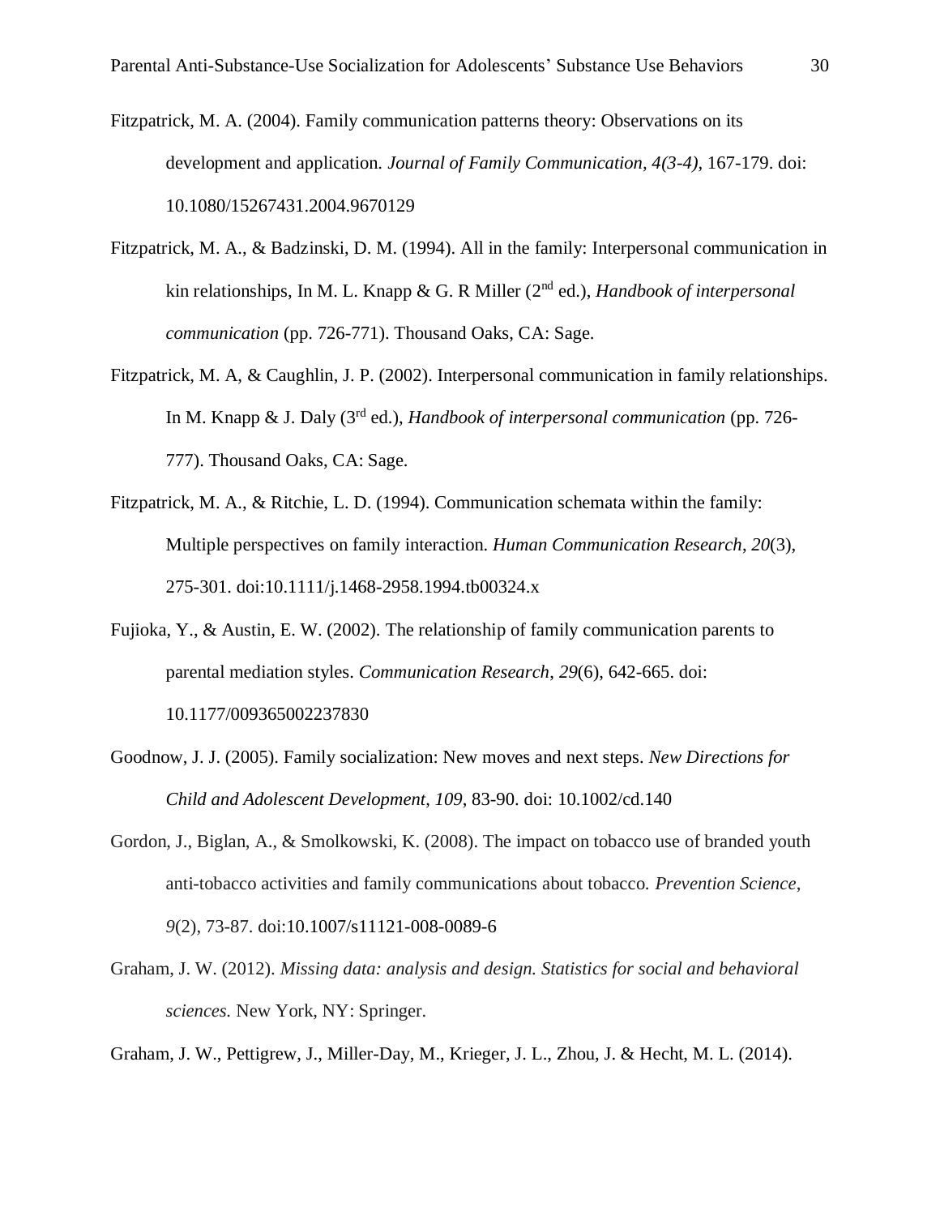Fitzpatrick, M. A. (2004). Family communication patterns theory: Observations on its development and application. *Journal of Family Communication, 4(3-4)*, 167-179. doi: 10.1080/15267431.2004.9670129

Fitzpatrick, M. A., & Badzinski, D. M. (1994). All in the family: Interpersonal communication in kin relationships, In M. L. Knapp & G. R Miller (2nd ed.), *Handbook of interpersonal communication* (pp. 726-771). Thousand Oaks, CA: Sage.

Fitzpatrick, M. A, & Caughlin, J. P. (2002). Interpersonal communication in family relationships. In M. Knapp & J. Daly (3rd ed.), *Handbook of interpersonal communication* (pp. 726-777). Thousand Oaks, CA: Sage.

Fitzpatrick, M. A., & Ritchie, L. D. (1994). Communication schemata within the family: Multiple perspectives on family interaction. *Human Communication Research*, *20*(3), 275-301. doi:10.1111/j.1468-2958.1994.tb00324.x

Fujioka, Y., & Austin, E. W. (2002). The relationship of family communication parents to parental mediation styles. *Communication Research*, *29*(6), 642-665. doi: 10.1177/009365002237830

Goodnow, J. J. (2005). Family socialization: New moves and next steps. *New Directions for Child and Adolescent Development*, *109*, 83-90. doi: 10.1002/cd.140

Gordon, J., Biglan, A., & Smolkowski, K. (2008). The impact on tobacco use of branded youth anti-tobacco activities and family communications about tobacco. *Prevention Science*, *9*(2), 73-87. doi:10.1007/s11121-008-0089-6

Graham, J. W. (2012). *Missing data: analysis and design. Statistics for social and behavioral sciences.* New York, NY: Springer.

Graham, J. W., Pettigrew, J., Miller-Day, M., Krieger, J. L., Zhou, J. & Hecht, M. L. (2014).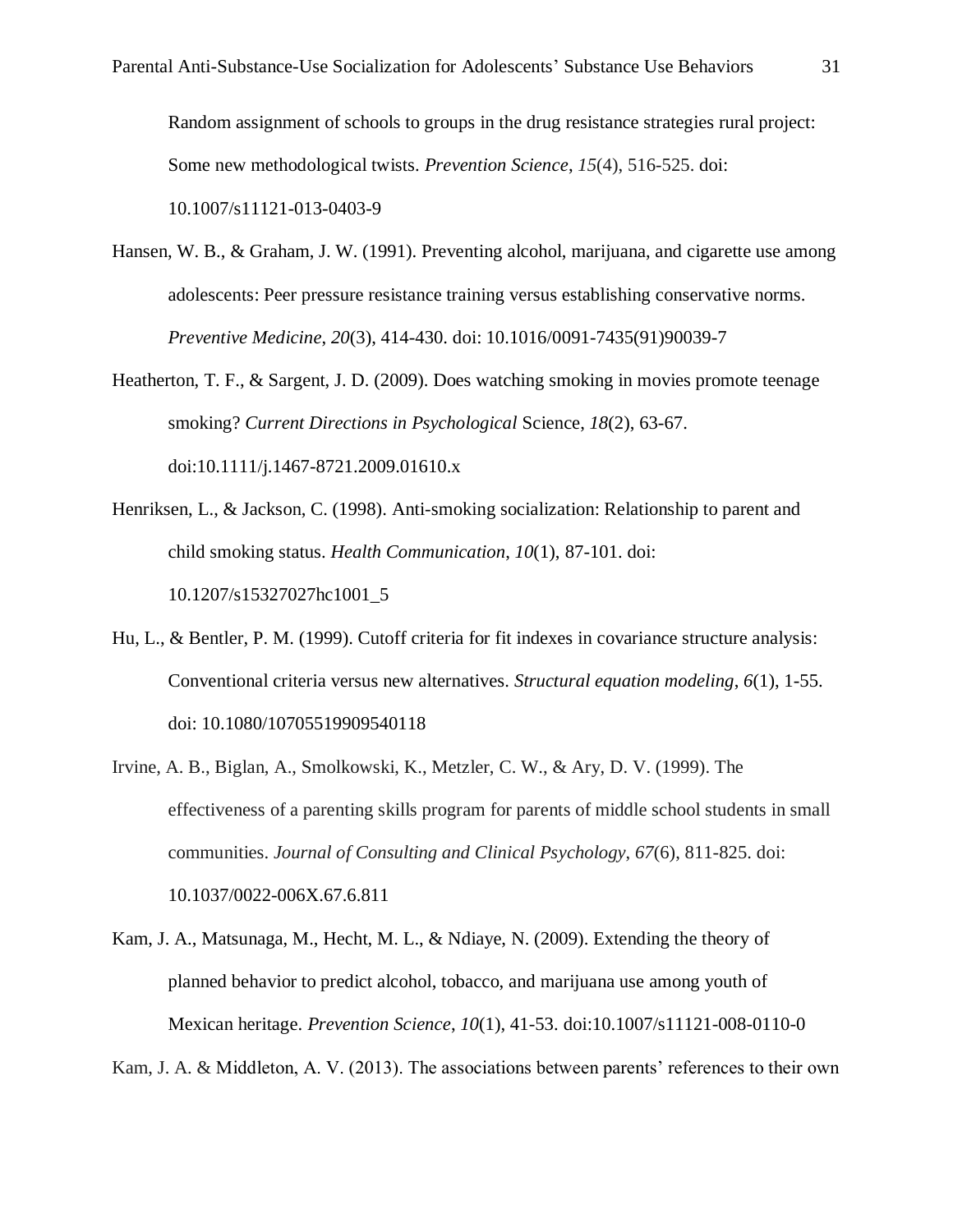Random assignment of schools to groups in the drug resistance strategies rural project: Some new methodological twists. *Prevention Science*, *15*(4), 516-525. doi: 10.1007/s11121-013-0403-9

Hansen, W. B., & Graham, J. W. (1991). Preventing alcohol, marijuana, and cigarette use among adolescents: Peer pressure resistance training versus establishing conservative norms. *Preventive Medicine*, *20*(3), 414-430. doi: 10.1016/0091-7435(91)90039-7

Heatherton, T. F., & Sargent, J. D. (2009). Does watching smoking in movies promote teenage smoking? *Current Directions in Psychological* Science, *18*(2), 63-67. doi:10.1111/j.1467-8721.2009.01610.x

Henriksen, L., & Jackson, C. (1998). Anti-smoking socialization: Relationship to parent and child smoking status. *Health Communication*, *10*(1), 87-101. doi: 10.1207/s15327027hc1001_5

Hu, L., & Bentler, P. M. (1999). Cutoff criteria for fit indexes in covariance structure analysis: Conventional criteria versus new alternatives. *Structural equation modeling*, *6*(1), 1-55. doi: 10.1080/10705519909540118

Irvine, A. B., Biglan, A., Smolkowski, K., Metzler, C. W., & Ary, D. V. (1999). The effectiveness of a parenting skills program for parents of middle school students in small communities. *Journal of Consulting and Clinical Psychology*, *67*(6), 811-825. doi: 10.1037/0022-006X.67.6.811

Kam, J. A., Matsunaga, M., Hecht, M. L., & Ndiaye, N. (2009). Extending the theory of planned behavior to predict alcohol, tobacco, and marijuana use among youth of Mexican heritage. *Prevention Science*, *10*(1), 41-53. doi:10.1007/s11121-008-0110-0

Kam, J. A. & Middleton, A. V. (2013). The associations between parents' references to their own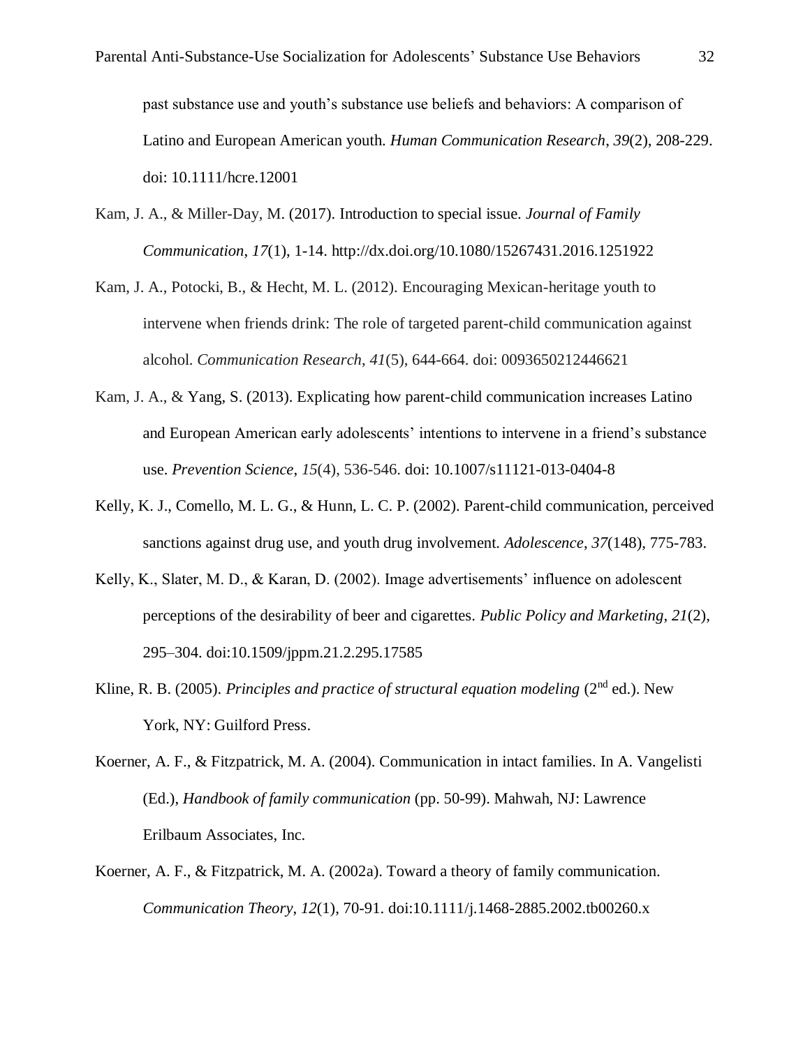past substance use and youth's substance use beliefs and behaviors: A comparison of Latino and European American youth. *Human Communication Research*, *39*(2), 208-229. doi: 10.1111/hcre.12001

Kam, J. A., & Miller-Day, M. (2017). Introduction to special issue. *Journal of Family Communication*, *17*(1), 1-14. http://dx.doi.org/10.1080/15267431.2016.1251922

Kam, J. A., Potocki, B., & Hecht, M. L. (2012). Encouraging Mexican-heritage youth to intervene when friends drink: The role of targeted parent-child communication against alcohol. *Communication Research*, *41*(5), 644-664. doi: 0093650212446621

Kam, J. A., & Yang, S. (2013). Explicating how parent-child communication increases Latino and European American early adolescents' intentions to intervene in a friend's substance use. *Prevention Science*, *15*(4), 536-546. doi: 10.1007/s11121-013-0404-8

Kelly, K. J., Comello, M. L. G., & Hunn, L. C. P. (2002). Parent-child communication, perceived sanctions against drug use, and youth drug involvement. *Adolescence*, *37*(148), 775-783.

Kelly, K., Slater, M. D., & Karan, D. (2002). Image advertisements' influence on adolescent perceptions of the desirability of beer and cigarettes. *Public Policy and Marketing*, *21*(2), 295–304. doi:10.1509/jppm.21.2.295.17585

Kline, R. B. (2005). *Principles and practice of structural equation modeling* (2nd ed.). New York, NY: Guilford Press.

Koerner, A. F., & Fitzpatrick, M. A. (2004). Communication in intact families. In A. Vangelisti (Ed.), *Handbook of family communication* (pp. 50-99). Mahwah, NJ: Lawrence Erilbaum Associates, Inc.

Koerner, A. F., & Fitzpatrick, M. A. (2002a). Toward a theory of family communication. *Communication Theory*, *12*(1), 70-91. doi:10.1111/j.1468-2885.2002.tb00260.x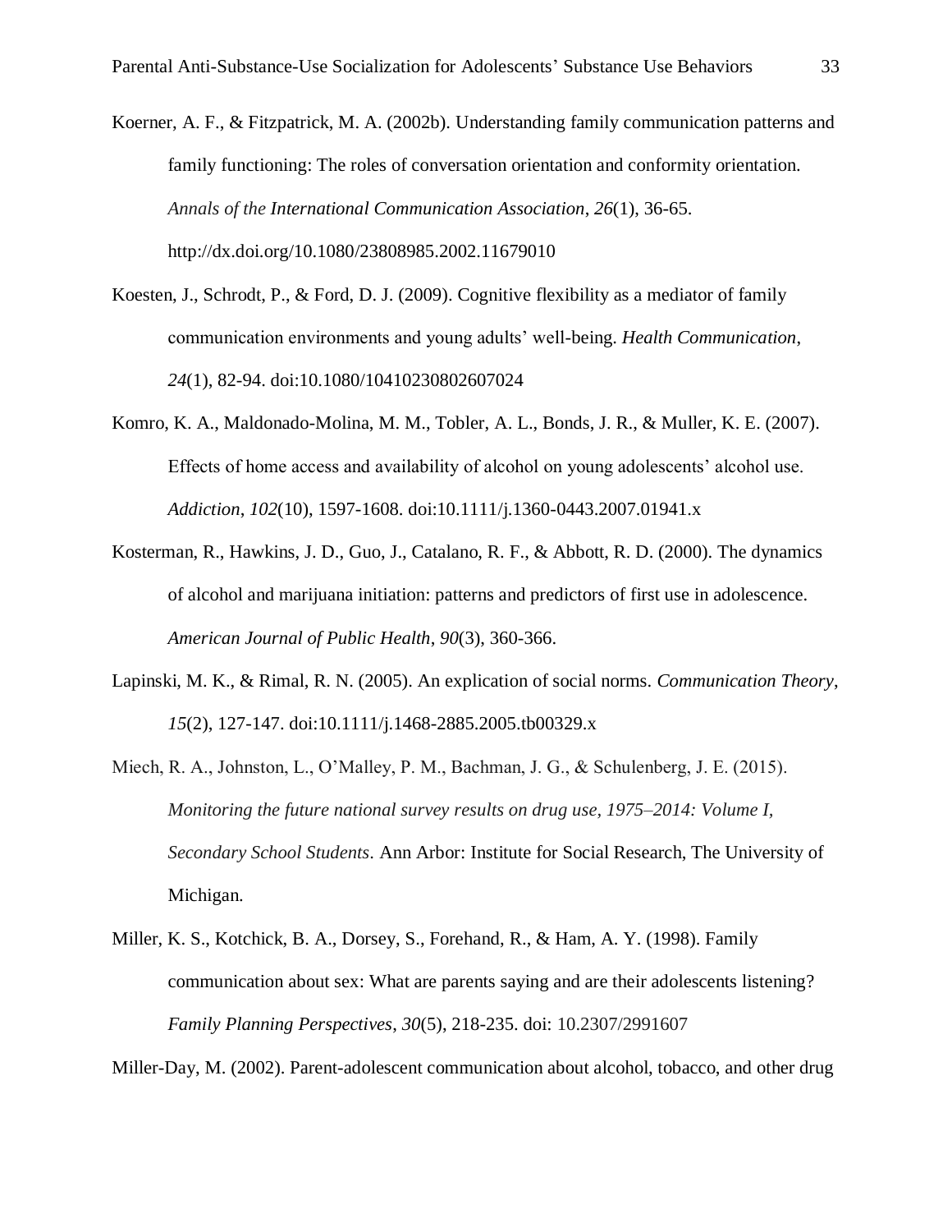Koerner, A. F., & Fitzpatrick, M. A. (2002b). Understanding family communication patterns and family functioning: The roles of conversation orientation and conformity orientation. *Annals of the International Communication Association*, *26*(1), 36-65. http://dx.doi.org/10.1080/23808985.2002.11679010

Koesten, J., Schrodt, P., & Ford, D. J. (2009). Cognitive flexibility as a mediator of family communication environments and young adults' well-being. *Health Communication*, *24*(1), 82-94. doi:10.1080/10410230802607024

Komro, K. A., Maldonado-Molina, M. M., Tobler, A. L., Bonds, J. R., & Muller, K. E. (2007). Effects of home access and availability of alcohol on young adolescents' alcohol use. *Addiction*, *102*(10), 1597-1608. doi:10.1111/j.1360-0443.2007.01941.x

Kosterman, R., Hawkins, J. D., Guo, J., Catalano, R. F., & Abbott, R. D. (2000). The dynamics of alcohol and marijuana initiation: patterns and predictors of first use in adolescence. *American Journal of Public Health*, *90*(3), 360-366.

Lapinski, M. K., & Rimal, R. N. (2005). An explication of social norms. *Communication Theory*, *15*(2), 127-147. doi:10.1111/j.1468-2885.2005.tb00329.x

Miech, R. A., Johnston, L., O'Malley, P. M., Bachman, J. G., & Schulenberg, J. E. (2015). *Monitoring the future national survey results on drug use, 1975–2014: Volume I, Secondary School Students*. Ann Arbor: Institute for Social Research, The University of Michigan.

Miller, K. S., Kotchick, B. A., Dorsey, S., Forehand, R., & Ham, A. Y. (1998). Family communication about sex: What are parents saying and are their adolescents listening? *Family Planning Perspectives*, *30*(5), 218-235. doi: 10.2307/2991607

Miller-Day, M. (2002). Parent-adolescent communication about alcohol, tobacco, and other drug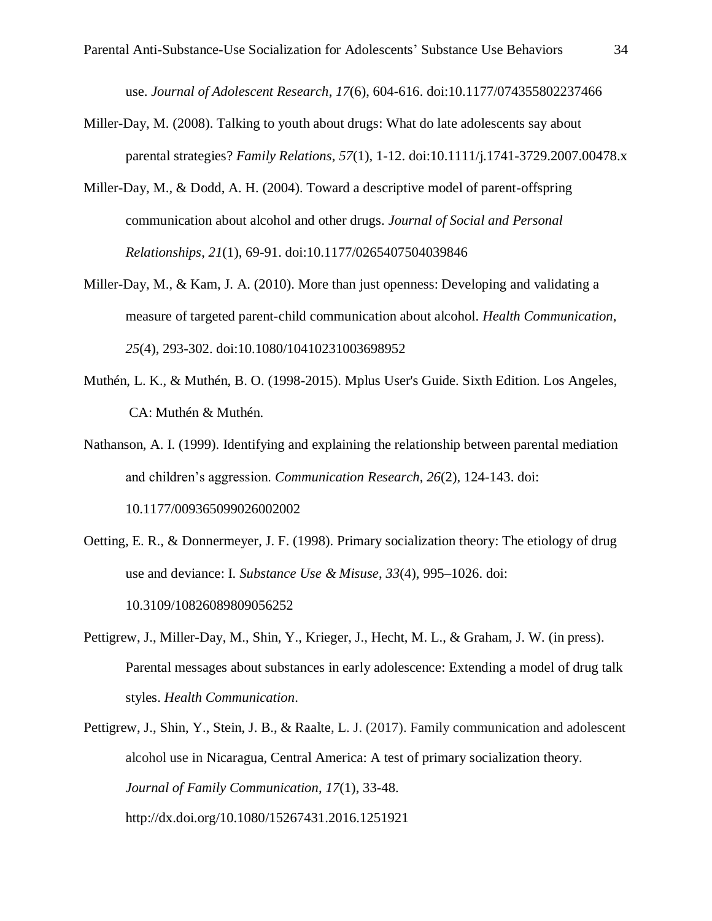use. *Journal of Adolescent Research*, *17*(6), 604-616. doi:10.1177/074355802237466

Miller-Day, M. (2008). Talking to youth about drugs: What do late adolescents say about parental strategies? *Family Relations*, *57*(1), 1-12. doi:10.1111/j.1741-3729.2007.00478.x

Miller-Day, M., & Dodd, A. H. (2004). Toward a descriptive model of parent-offspring communication about alcohol and other drugs. *Journal of Social and Personal Relationships*, *21*(1), 69-91. doi:10.1177/0265407504039846

Miller-Day, M., & Kam, J. A. (2010). More than just openness: Developing and validating a measure of targeted parent-child communication about alcohol. *Health Communication*, *25*(4), 293-302. doi:10.1080/10410231003698952

Muthén, L. K., & Muthén, B. O. (1998-2015). Mplus User's Guide. Sixth Edition. Los Angeles, CA: Muthén & Muthén.

Nathanson, A. I. (1999). Identifying and explaining the relationship between parental mediation and children's aggression. *Communication Research*, *26*(2), 124-143. doi: 10.1177/009365099026002002

Oetting, E. R., & Donnermeyer, J. F. (1998). Primary socialization theory: The etiology of drug use and deviance: I. *Substance Use & Misuse*, *33*(4), 995–1026. doi: 10.3109/10826089809056252

Pettigrew, J., Miller-Day, M., Shin, Y., Krieger, J., Hecht, M. L., & Graham, J. W. (in press). Parental messages about substances in early adolescence: Extending a model of drug talk styles. *Health Communication*.

Pettigrew, J., Shin, Y., Stein, J. B., & Raalte, L. J. (2017). Family communication and adolescent alcohol use in Nicaragua, Central America: A test of primary socialization theory. *Journal of Family Communication*, *17*(1), 33-48. http://dx.doi.org/10.1080/15267431.2016.1251921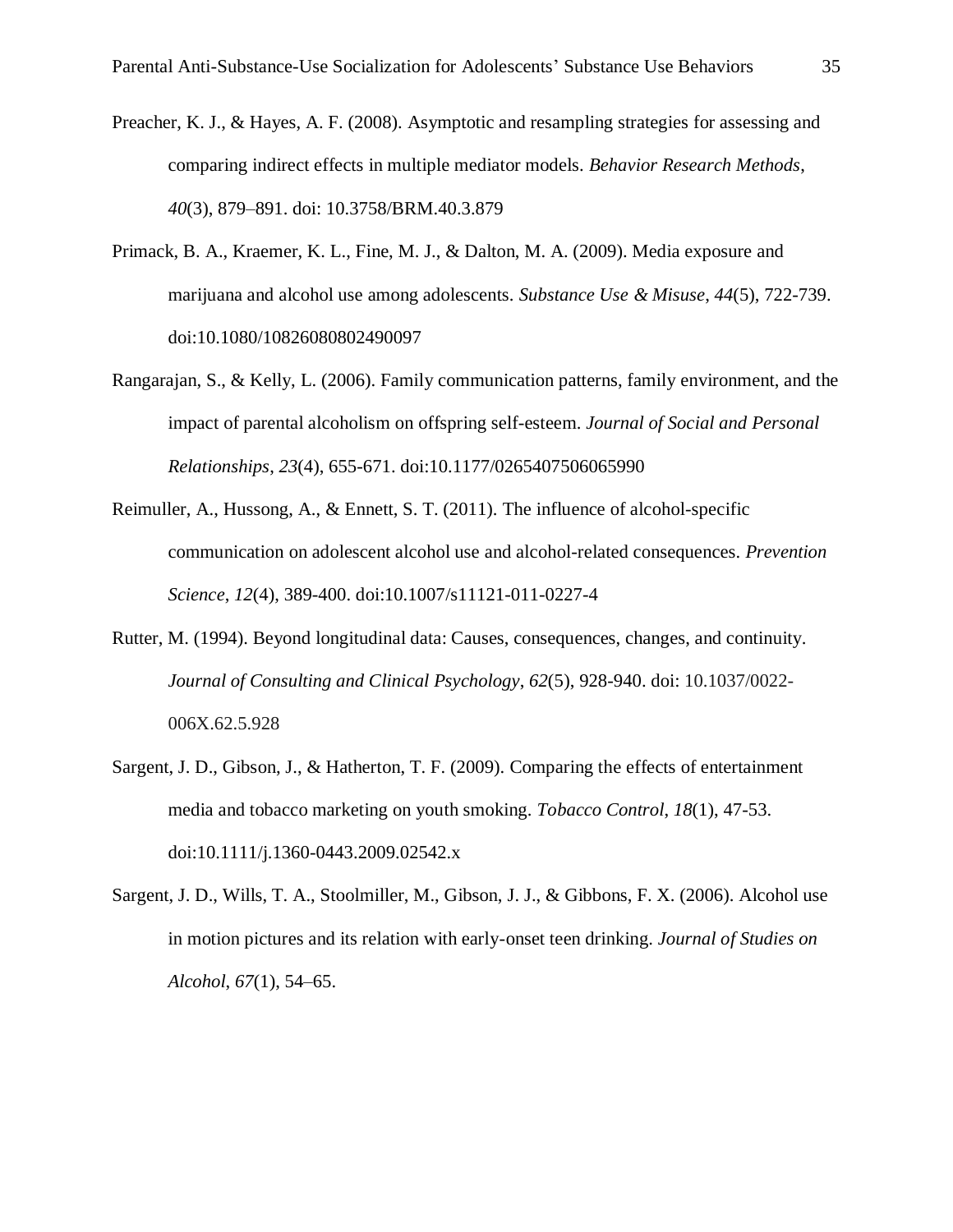Preacher, K. J., & Hayes, A. F. (2008). Asymptotic and resampling strategies for assessing and comparing indirect effects in multiple mediator models. *Behavior Research Methods*, *40*(3), 879–891. doi: 10.3758/BRM.40.3.879

Primack, B. A., Kraemer, K. L., Fine, M. J., & Dalton, M. A. (2009). Media exposure and marijuana and alcohol use among adolescents. *Substance Use & Misuse*, *44*(5), 722-739. doi:10.1080/10826080802490097

Rangarajan, S., & Kelly, L. (2006). Family communication patterns, family environment, and the impact of parental alcoholism on offspring self-esteem. *Journal of Social and Personal Relationships*, *23*(4), 655-671. doi:10.1177/0265407506065990

Reimuller, A., Hussong, A., & Ennett, S. T. (2011). The influence of alcohol-specific communication on adolescent alcohol use and alcohol-related consequences. *Prevention Science*, *12*(4), 389-400. doi:10.1007/s11121-011-0227-4

Rutter, M. (1994). Beyond longitudinal data: Causes, consequences, changes, and continuity. *Journal of Consulting and Clinical Psychology*, *62*(5), 928-940. doi: 10.1037/0022-006X.62.5.928

Sargent, J. D., Gibson, J., & Hatherton, T. F. (2009). Comparing the effects of entertainment media and tobacco marketing on youth smoking. *Tobacco Control*, *18*(1), 47-53. doi:10.1111/j.1360-0443.2009.02542.x

Sargent, J. D., Wills, T. A., Stoolmiller, M., Gibson, J. J., & Gibbons, F. X. (2006). Alcohol use in motion pictures and its relation with early-onset teen drinking. *Journal of Studies on Alcohol*, *67*(1), 54–65.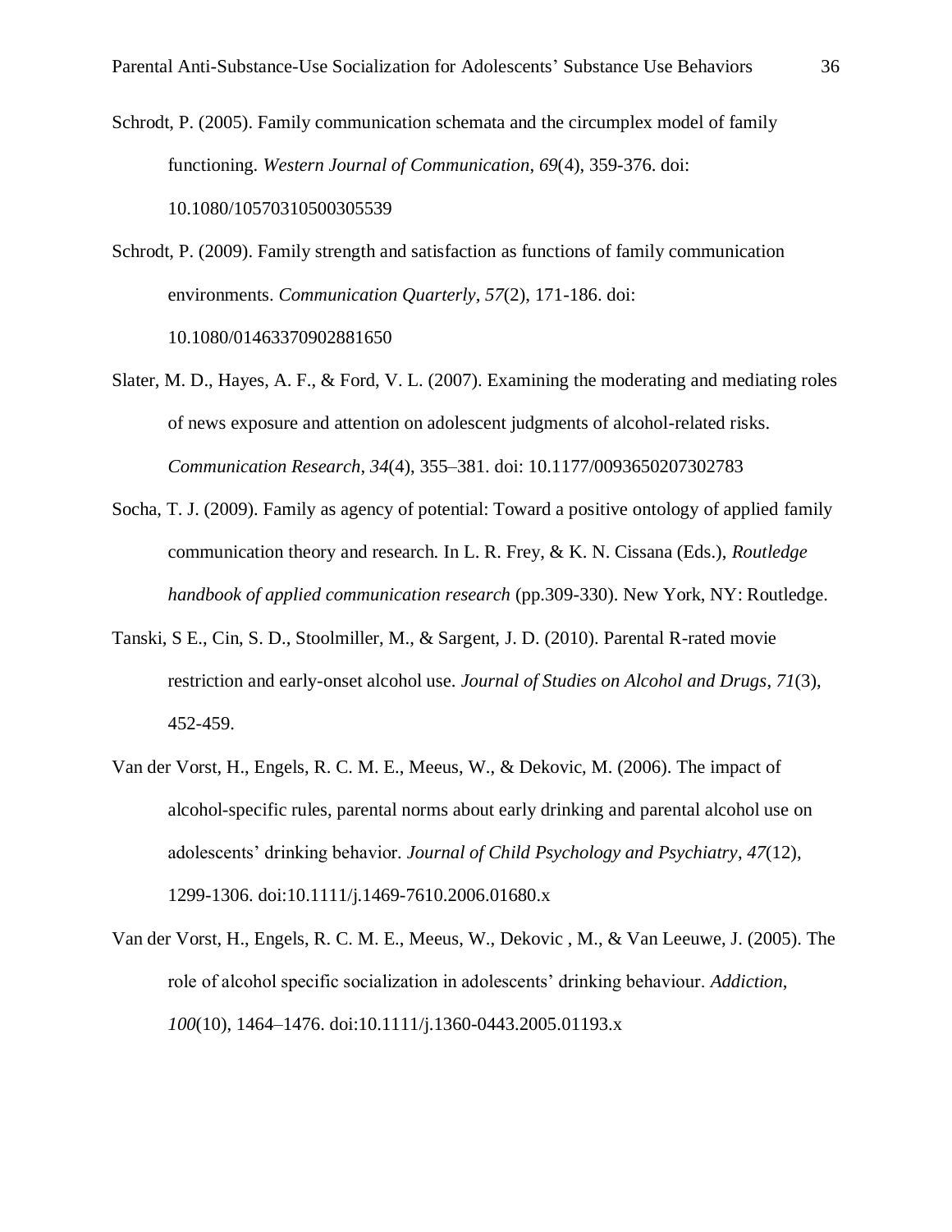Schrodt, P. (2005). Family communication schemata and the circumplex model of family functioning. *Western Journal of Communication*, *69*(4), 359-376. doi: 10.1080/10570310500305539

Schrodt, P. (2009). Family strength and satisfaction as functions of family communication environments. *Communication Quarterly*, *57*(2), 171-186. doi: 10.1080/01463370902881650

Slater, M. D., Hayes, A. F., & Ford, V. L. (2007). Examining the moderating and mediating roles of news exposure and attention on adolescent judgments of alcohol-related risks. *Communication Research*, *34*(4), 355–381. doi: 10.1177/0093650207302783

Socha, T. J. (2009). Family as agency of potential: Toward a positive ontology of applied family communication theory and research. In L. R. Frey, & K. N. Cissana (Eds.), *Routledge handbook of applied communication research* (pp.309-330). New York, NY: Routledge.

Tanski, S E., Cin, S. D., Stoolmiller, M., & Sargent, J. D. (2010). Parental R-rated movie restriction and early-onset alcohol use. *Journal of Studies on Alcohol and Drugs*, *71*(3), 452-459.

Van der Vorst, H., Engels, R. C. M. E., Meeus, W., & Dekovic, M. (2006). The impact of alcohol-specific rules, parental norms about early drinking and parental alcohol use on adolescents' drinking behavior. *Journal of Child Psychology and Psychiatry*, *47*(12), 1299-1306. doi:10.1111/j.1469-7610.2006.01680.x

Van der Vorst, H., Engels, R. C. M. E., Meeus, W., Dekovic , M., & Van Leeuwe, J. (2005). The role of alcohol specific socialization in adolescents' drinking behaviour. *Addiction*, *100*(10), 1464–1476. doi:10.1111/j.1360-0443.2005.01193.x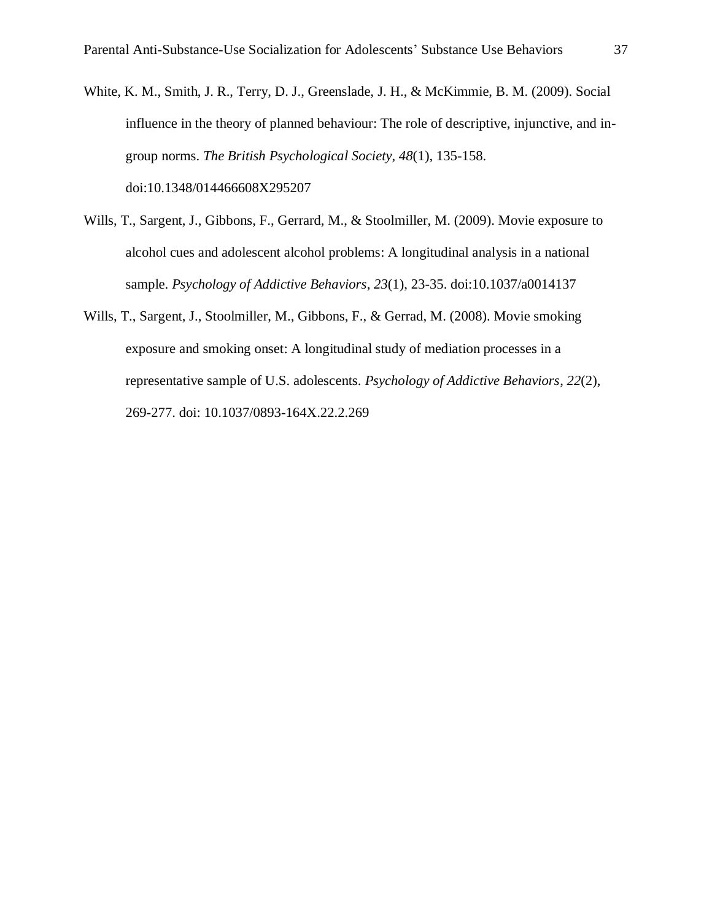White, K. M., Smith, J. R., Terry, D. J., Greenslade, J. H., & McKimmie, B. M. (2009). Social influence in the theory of planned behaviour: The role of descriptive, injunctive, and in-group norms. *The British Psychological Society*, *48*(1), 135-158. doi:10.1348/014466608X295207

Wills, T., Sargent, J., Gibbons, F., Gerrard, M., & Stoolmiller, M. (2009). Movie exposure to alcohol cues and adolescent alcohol problems: A longitudinal analysis in a national sample. *Psychology of Addictive Behaviors*, *23*(1), 23-35. doi:10.1037/a0014137

Wills, T., Sargent, J., Stoolmiller, M., Gibbons, F., & Gerrad, M. (2008). Movie smoking exposure and smoking onset: A longitudinal study of mediation processes in a representative sample of U.S. adolescents. *Psychology of Addictive Behaviors*, *22*(2), 269-277. doi: 10.1037/0893-164X.22.2.269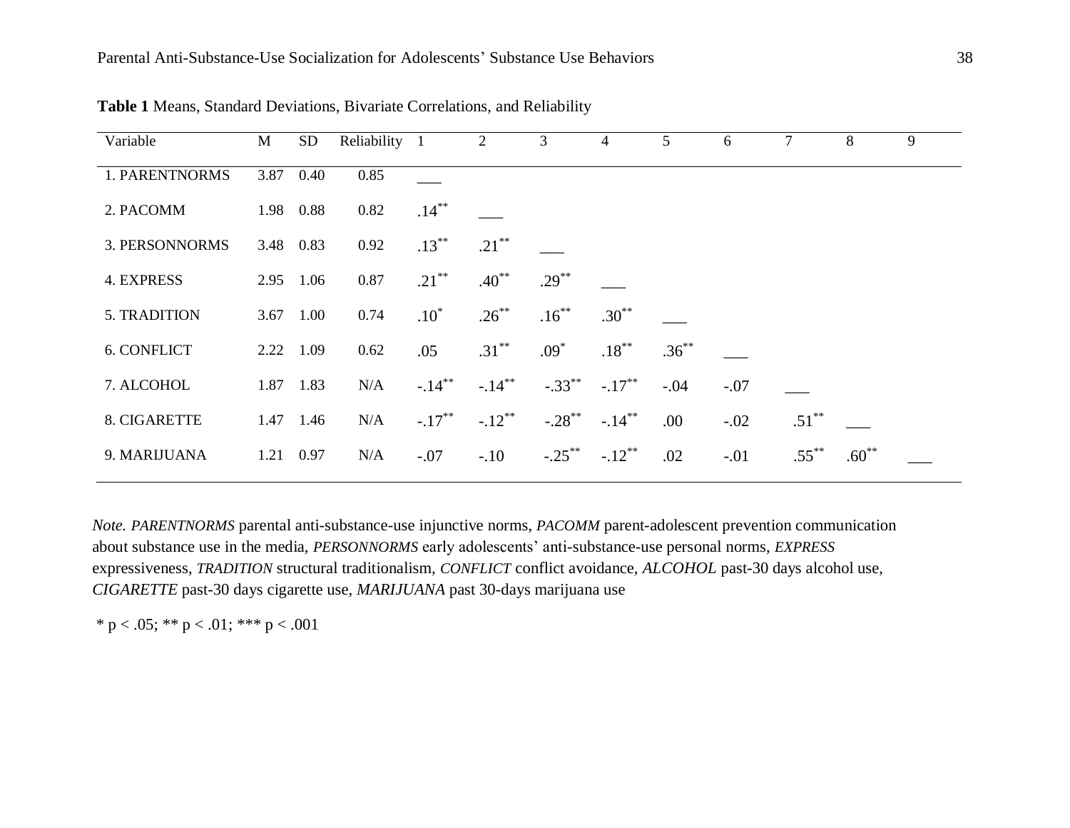**Table 1** Means, Standard Deviations, Bivariate Correlations, and Reliability

| Variable | M | SD | Reliability | 1 | 2 | 3 | 4 | 5 | 6 | 7 | 8 | 9 |
|---|---|---|---|---|---|---|---|---|---|---|---|---|
| 1. PARENTNORMS | 3.87 | 0.40 | 0.85 | ___ | | | | | | | | |
| 2. PACOMM | 1.98 | 0.88 | 0.82 | .14** | ___ | | | | | | | |
| 3. PERSONNORMS | 3.48 | 0.83 | 0.92 | .13** | .21** | ___ | | | | | | |
| 4. EXPRESS | 2.95 | 1.06 | 0.87 | .21** | .40** | .29** | ___ | | | | | |
| 5. TRADITION | 3.67 | 1.00 | 0.74 | .10* | .26** | .16** | .30** | ___ | | | | |
| 6. CONFLICT | 2.22 | 1.09 | 0.62 | .05 | .31** | .09* | .18** | .36** | ___ | | | |
| 7. ALCOHOL | 1.87 | 1.83 | N/A | -.14** | -.14** | -.33** | -.17** | -.04 | -.07 | ___ | | |
| 8. CIGARETTE | 1.47 | 1.46 | N/A | -.17** | -.12** | -.28** | -.14** | .00 | -.02 | .51** | ___ | |
| 9. MARIJUANA | 1.21 | 0.97 | N/A | -.07 | -.10 | -.25** | -.12** | .02 | -.01 | .55** | .60** | ___ |

*Note.* *PARENTNORMS* parental anti-substance-use injunctive norms, *PACOMM* parent-adolescent prevention communication about substance use in the media, *PERSONNORMS* early adolescents' anti-substance-use personal norms, *EXPRESS* expressiveness, *TRADITION* structural traditionalism, *CONFLICT* conflict avoidance, *ALCOHOL* past-30 days alcohol use, *CIGARETTE* past-30 days cigarette use, *MARIJUANA* past 30-days marijuana use

* $p < .05$; ** $p < .01$; *** $p < .001$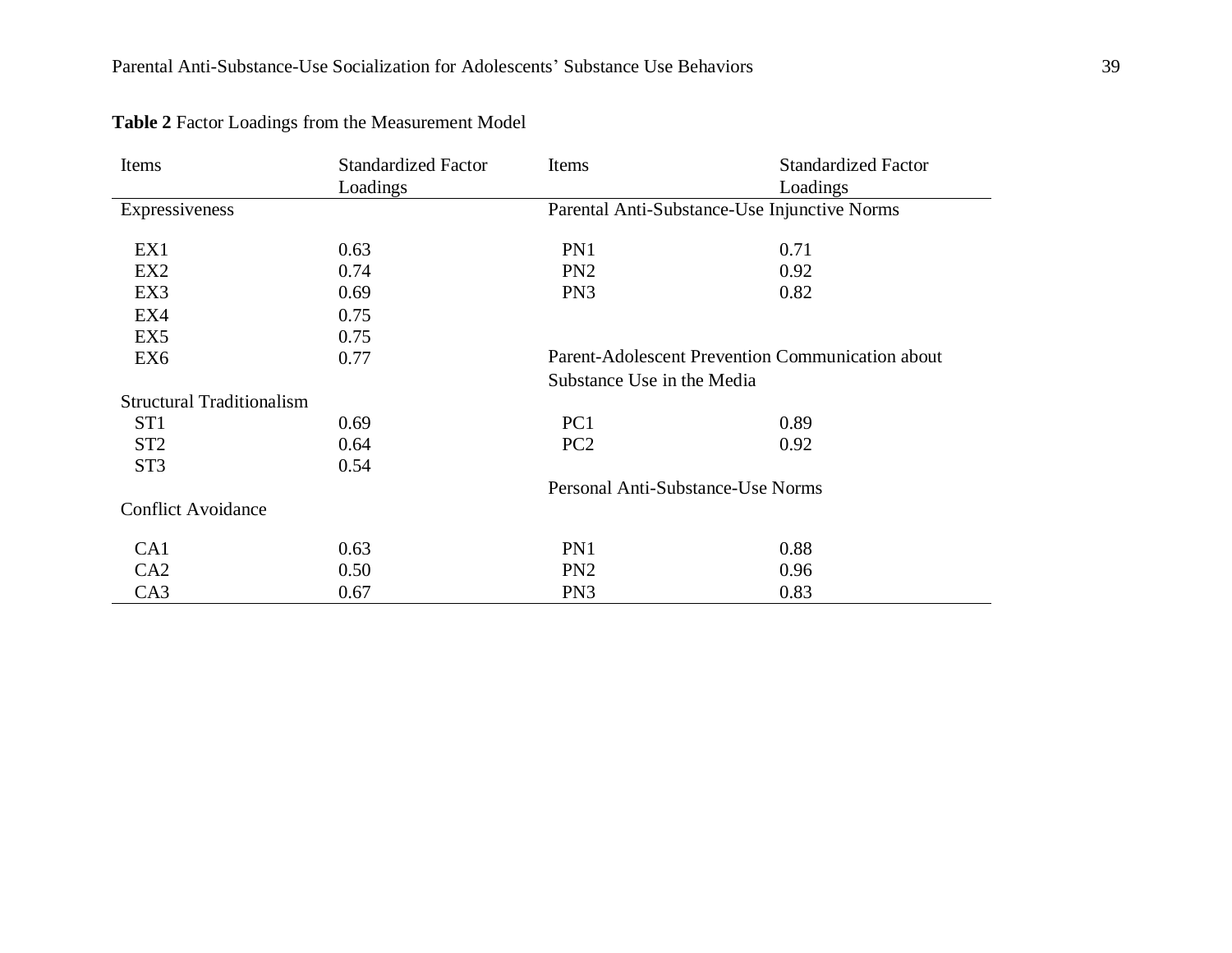**Table 2** Factor Loadings from the Measurement Model

| Items | Standardized Factor Loadings | Items | Standardized Factor Loadings |
|---|---|---|---|
| Expressiveness | | Parental Anti-Substance-Use Injunctive Norms | |
| EX1 | 0.63 | PN1 | 0.71 |
| EX2 | 0.74 | PN2 | 0.92 |
| EX3 | 0.69 | PN3 | 0.82 |
| EX4 | 0.75 | | |
| EX5 | 0.75 | | |
| EX6 | 0.77 | Parent-Adolescent Prevention Communication about Substance Use in the Media | |
| Structural Traditionalism | | | |
| ST1 | 0.69 | PC1 | 0.89 |
| ST2 | 0.64 | PC2 | 0.92 |
| ST3 | 0.54 | | |
| | | Personal Anti-Substance-Use Norms | |
| Conflict Avoidance | | | |
| CA1 | 0.63 | PN1 | 0.88 |
| CA2 | 0.50 | PN2 | 0.96 |
| CA3 | 0.67 | PN3 | 0.83 |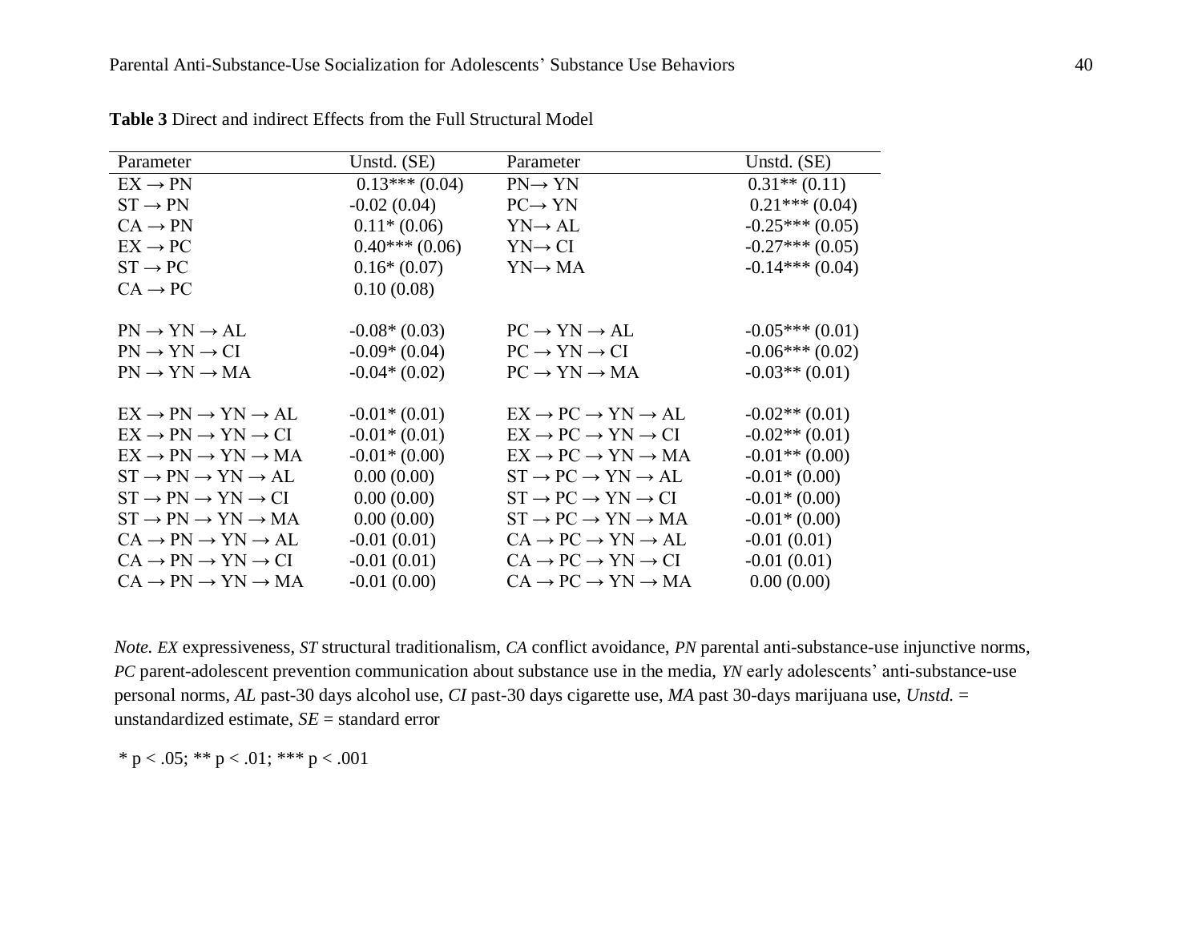**Table 3** Direct and indirect Effects from the Full Structural Model

| Parameter | Unstd. (SE) | Parameter | Unstd. (SE) |
|---|---|---|---|
| EX → PN | 0.13*** (0.04) | PN→ YN | 0.31** (0.11) |
| ST → PN | -0.02 (0.04) | PC→ YN | 0.21*** (0.04) |
| CA → PN | 0.11* (0.06) | YN→ AL | -0.25*** (0.05) |
| EX → PC | 0.40*** (0.06) | YN→ CI | -0.27*** (0.05) |
| ST → PC | 0.16* (0.07) | YN→ MA | -0.14*** (0.04) |
| CA → PC | 0.10 (0.08) | | |
| | | | |
| PN → YN → AL | -0.08* (0.03) | PC → YN → AL | -0.05*** (0.01) |
| PN → YN → CI | -0.09* (0.04) | PC → YN → CI | -0.06*** (0.02) |
| PN → YN → MA | -0.04* (0.02) | PC → YN → MA | -0.03** (0.01) |
| | | | |
| EX → PN → YN → AL | -0.01* (0.01) | EX → PC → YN → AL | -0.02** (0.01) |
| EX → PN → YN → CI | -0.01* (0.01) | EX → PC → YN → CI | -0.02** (0.01) |
| EX → PN → YN → MA | -0.01* (0.00) | EX → PC → YN → MA | -0.01** (0.00) |
| ST → PN → YN → AL | 0.00 (0.00) | ST → PC → YN → AL | -0.01* (0.00) |
| ST → PN → YN → CI | 0.00 (0.00) | ST → PC → YN → CI | -0.01* (0.00) |
| ST → PN → YN → MA | 0.00 (0.00) | ST → PC → YN → MA | -0.01* (0.00) |
| CA → PN → YN → AL | -0.01 (0.01) | CA → PC → YN → AL | -0.01 (0.01) |
| CA → PN → YN → CI | -0.01 (0.01) | CA → PC → YN → CI | -0.01 (0.01) |
| CA → PN → YN → MA | -0.01 (0.00) | CA → PC → YN → MA | 0.00 (0.00) |

*Note. EX* expressiveness, *ST* structural traditionalism, *CA* conflict avoidance, *PN* parental anti-substance-use injunctive norms, *PC* parent-adolescent prevention communication about substance use in the media, *YN* early adolescents' anti-substance-use personal norms, *AL* past-30 days alcohol use, *CI* past-30 days cigarette use, *MA* past 30-days marijuana use, *Unstd.* = unstandardized estimate, *SE* = standard error

* $p < .05$; ** $p < .01$; *** $p < .001$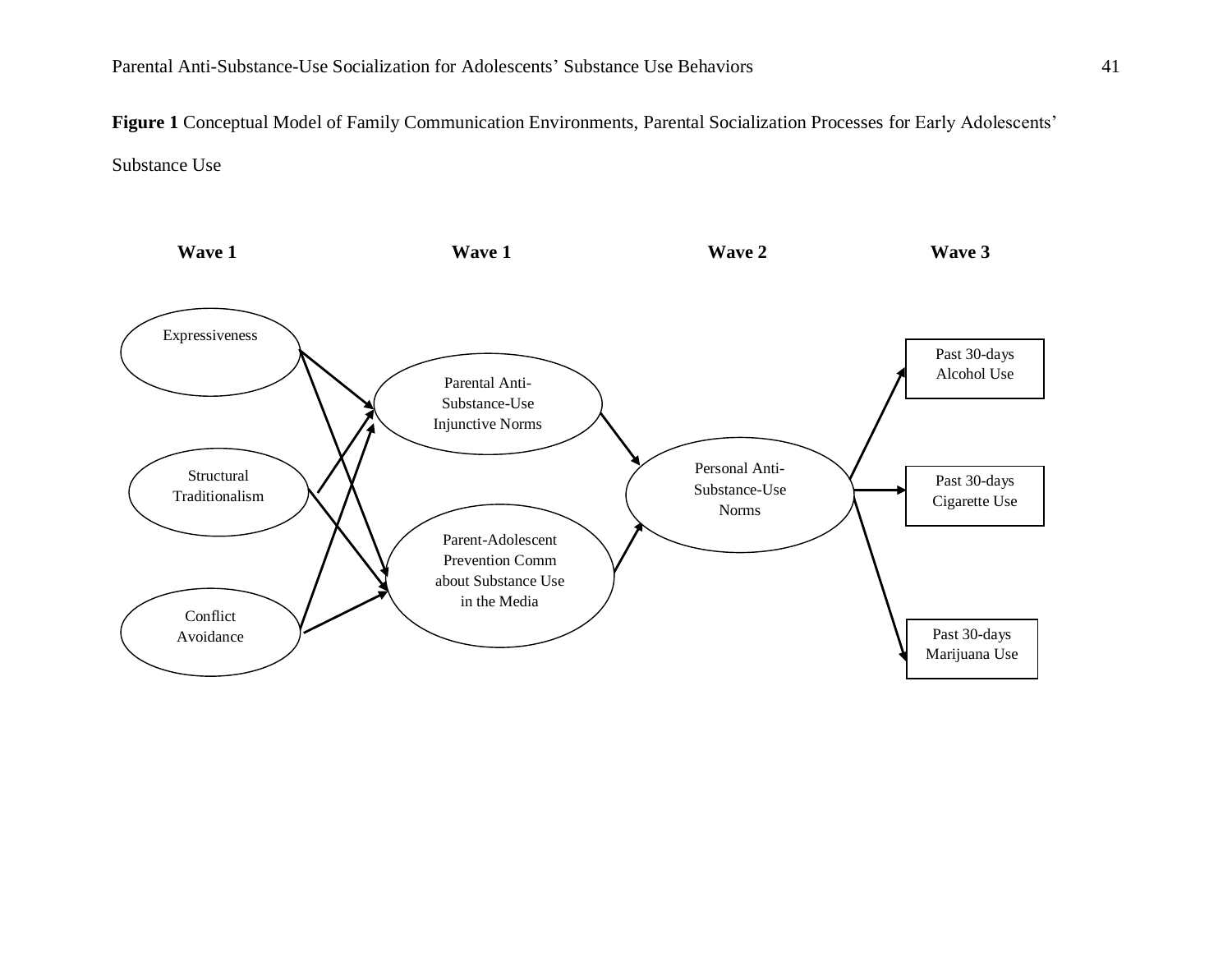**Figure 1** Conceptual Model of Family Communication Environments, Parental Socialization Processes for Early Adolescents' Substance Use

**Wave 1** — Expressiveness; Structural Traditionalism; Conflict Avoidance

**Wave 1** — Parental Anti-Substance-Use Injunctive Norms; Parent-Adolescent Prevention Comm about Substance Use in the Media

**Wave 2** — Personal Anti-Substance-Use Norms

**Wave 3** — Past 30-days Alcohol Use; Past 30-days Cigarette Use; Past 30-days Marijuana Use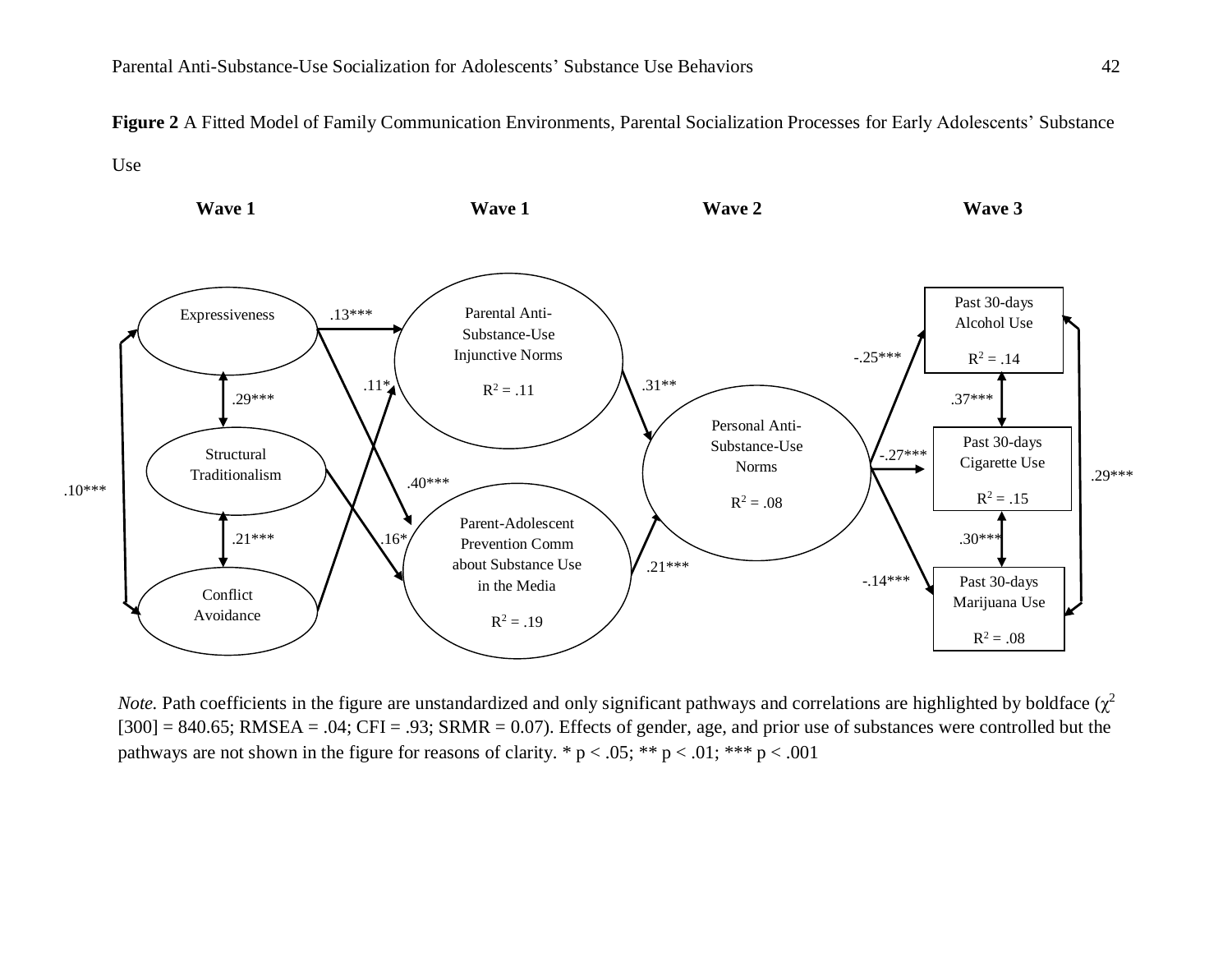**Figure 2** A Fitted Model of Family Communication Environments, Parental Socialization Processes for Early Adolescents' Substance Use

Wave 1

Wave 1

Wave 2

Wave 3

Expressiveness

Structural Traditionalism

Conflict Avoidance

Parental Anti-Substance-Use Injunctive Norms

$R^2 = .11$

Parent-Adolescent Prevention Comm about Substance Use in the Media

$R^2 = .19$

Personal Anti-Substance-Use Norms

$R^2 = .08$

Past 30-days Alcohol Use

$R^2 = .14$

Past 30-days Cigarette Use

$R^2 = .15$

Past 30-days Marijuana Use

$R^2 = .08$

.13***

.11*

.40***

.16*

.29***

.21***

.10***

.31**

.21***

-.25***

-.27***

-.14***

.37***

.30***

.29***

*Note.* Path coefficients in the figure are unstandardized and only significant pathways and correlations are highlighted by boldface ($\chi^2$ [300] = 840.65; RMSEA = .04; CFI = .93; SRMR = 0.07). Effects of gender, age, and prior use of substances were controlled but the pathways are not shown in the figure for reasons of clarity. * $p < .05$; ** $p < .01$; *** $p < .001$